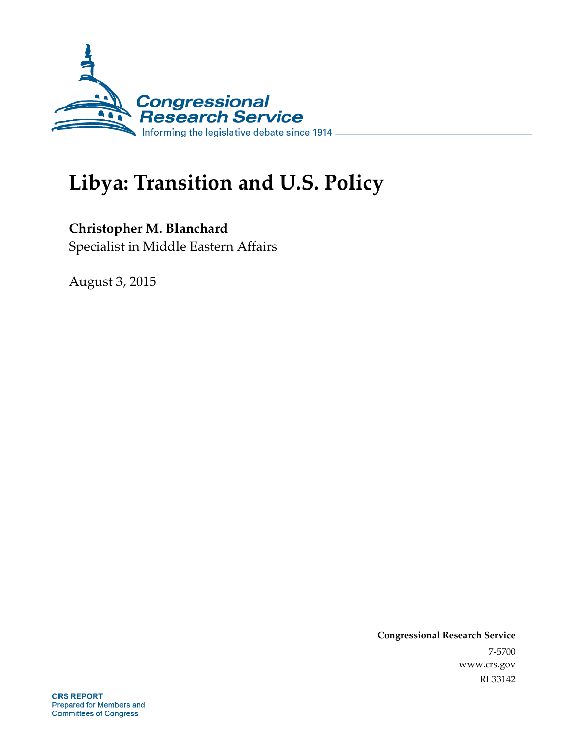Congressional Research Service

Informing the legislative debate since 1914

# Libya: Transition and U.S. Policy

**Christopher M. Blanchard**

Specialist in Middle Eastern Affairs

August 3, 2015

**Congressional Research Service**

7-5700

www.crs.gov

RL33142

**CRS REPORT**

Prepared for Members and Committees of Congress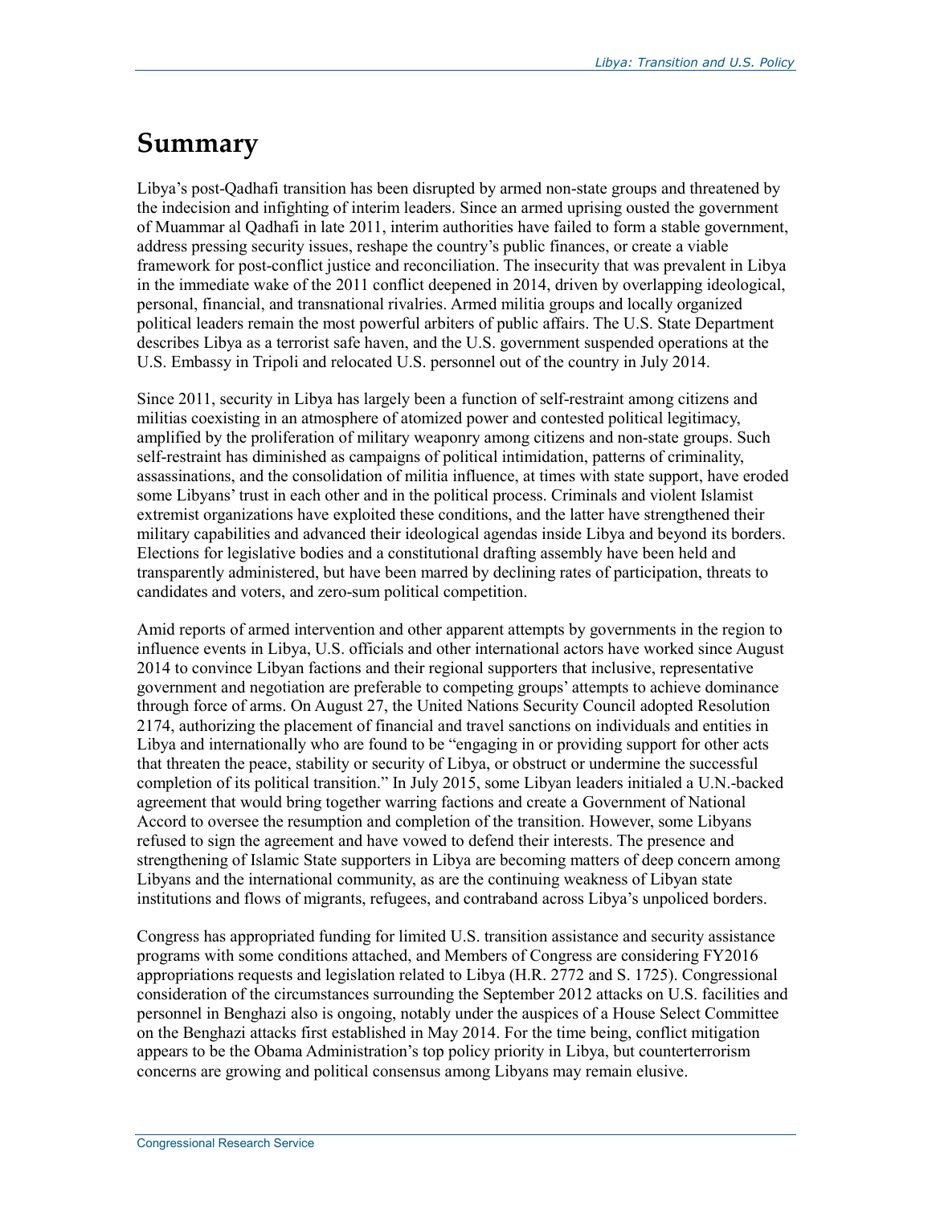# Summary

Libya's post-Qadhafi transition has been disrupted by armed non-state groups and threatened by the indecision and infighting of interim leaders. Since an armed uprising ousted the government of Muammar al Qadhafi in late 2011, interim authorities have failed to form a stable government, address pressing security issues, reshape the country's public finances, or create a viable framework for post-conflict justice and reconciliation. The insecurity that was prevalent in Libya in the immediate wake of the 2011 conflict deepened in 2014, driven by overlapping ideological, personal, financial, and transnational rivalries. Armed militia groups and locally organized political leaders remain the most powerful arbiters of public affairs. The U.S. State Department describes Libya as a terrorist safe haven, and the U.S. government suspended operations at the U.S. Embassy in Tripoli and relocated U.S. personnel out of the country in July 2014.

Since 2011, security in Libya has largely been a function of self-restraint among citizens and militias coexisting in an atmosphere of atomized power and contested political legitimacy, amplified by the proliferation of military weaponry among citizens and non-state groups. Such self-restraint has diminished as campaigns of political intimidation, patterns of criminality, assassinations, and the consolidation of militia influence, at times with state support, have eroded some Libyans' trust in each other and in the political process. Criminals and violent Islamist extremist organizations have exploited these conditions, and the latter have strengthened their military capabilities and advanced their ideological agendas inside Libya and beyond its borders. Elections for legislative bodies and a constitutional drafting assembly have been held and transparently administered, but have been marred by declining rates of participation, threats to candidates and voters, and zero-sum political competition.

Amid reports of armed intervention and other apparent attempts by governments in the region to influence events in Libya, U.S. officials and other international actors have worked since August 2014 to convince Libyan factions and their regional supporters that inclusive, representative government and negotiation are preferable to competing groups' attempts to achieve dominance through force of arms. On August 27, the United Nations Security Council adopted Resolution 2174, authorizing the placement of financial and travel sanctions on individuals and entities in Libya and internationally who are found to be "engaging in or providing support for other acts that threaten the peace, stability or security of Libya, or obstruct or undermine the successful completion of its political transition." In July 2015, some Libyan leaders initialed a U.N.-backed agreement that would bring together warring factions and create a Government of National Accord to oversee the resumption and completion of the transition. However, some Libyans refused to sign the agreement and have vowed to defend their interests. The presence and strengthening of Islamic State supporters in Libya are becoming matters of deep concern among Libyans and the international community, as are the continuing weakness of Libyan state institutions and flows of migrants, refugees, and contraband across Libya's unpoliced borders.

Congress has appropriated funding for limited U.S. transition assistance and security assistance programs with some conditions attached, and Members of Congress are considering FY2016 appropriations requests and legislation related to Libya (H.R. 2772 and S. 1725). Congressional consideration of the circumstances surrounding the September 2012 attacks on U.S. facilities and personnel in Benghazi also is ongoing, notably under the auspices of a House Select Committee on the Benghazi attacks first established in May 2014. For the time being, conflict mitigation appears to be the Obama Administration's top policy priority in Libya, but counterterrorism concerns are growing and political consensus among Libyans may remain elusive.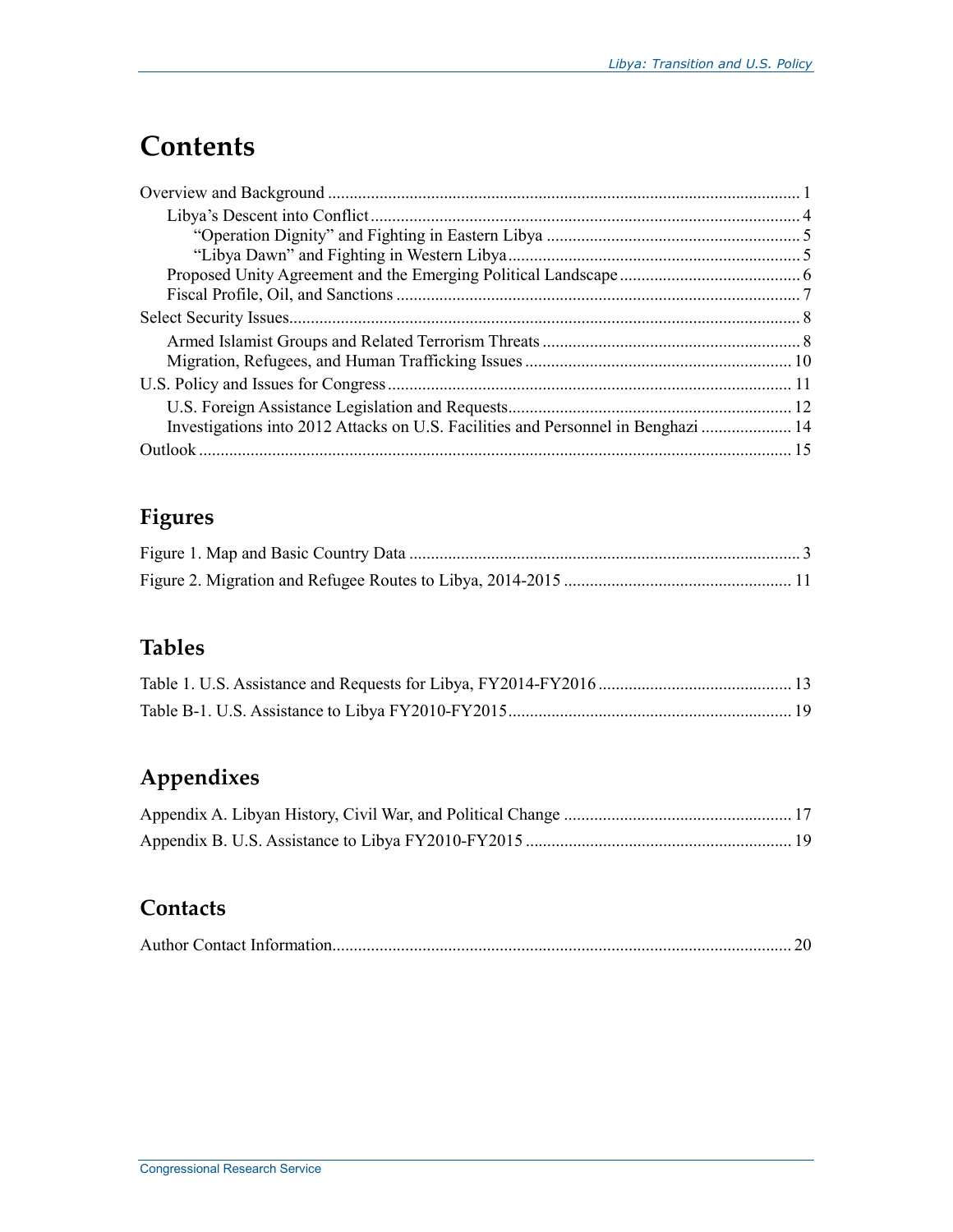# Contents

Overview and Background ... 1
- Libya's Descent into Conflict ... 4
  - "Operation Dignity" and Fighting in Eastern Libya ... 5
  - "Libya Dawn" and Fighting in Western Libya ... 5
- Proposed Unity Agreement and the Emerging Political Landscape ... 6
- Fiscal Profile, Oil, and Sanctions ... 7

Select Security Issues ... 8
- Armed Islamist Groups and Related Terrorism Threats ... 8
- Migration, Refugees, and Human Trafficking Issues ... 10

U.S. Policy and Issues for Congress ... 11
- U.S. Foreign Assistance Legislation and Requests ... 12
- Investigations into 2012 Attacks on U.S. Facilities and Personnel in Benghazi ... 14

Outlook ... 15

## Figures

Figure 1. Map and Basic Country Data ... 3

Figure 2. Migration and Refugee Routes to Libya, 2014-2015 ... 11

## Tables

Table 1. U.S. Assistance and Requests for Libya, FY2014-FY2016 ... 13

Table B-1. U.S. Assistance to Libya FY2010-FY2015 ... 19

## Appendixes

Appendix A. Libyan History, Civil War, and Political Change ... 17

Appendix B. U.S. Assistance to Libya FY2010-FY2015 ... 19

## Contacts

Author Contact Information ... 20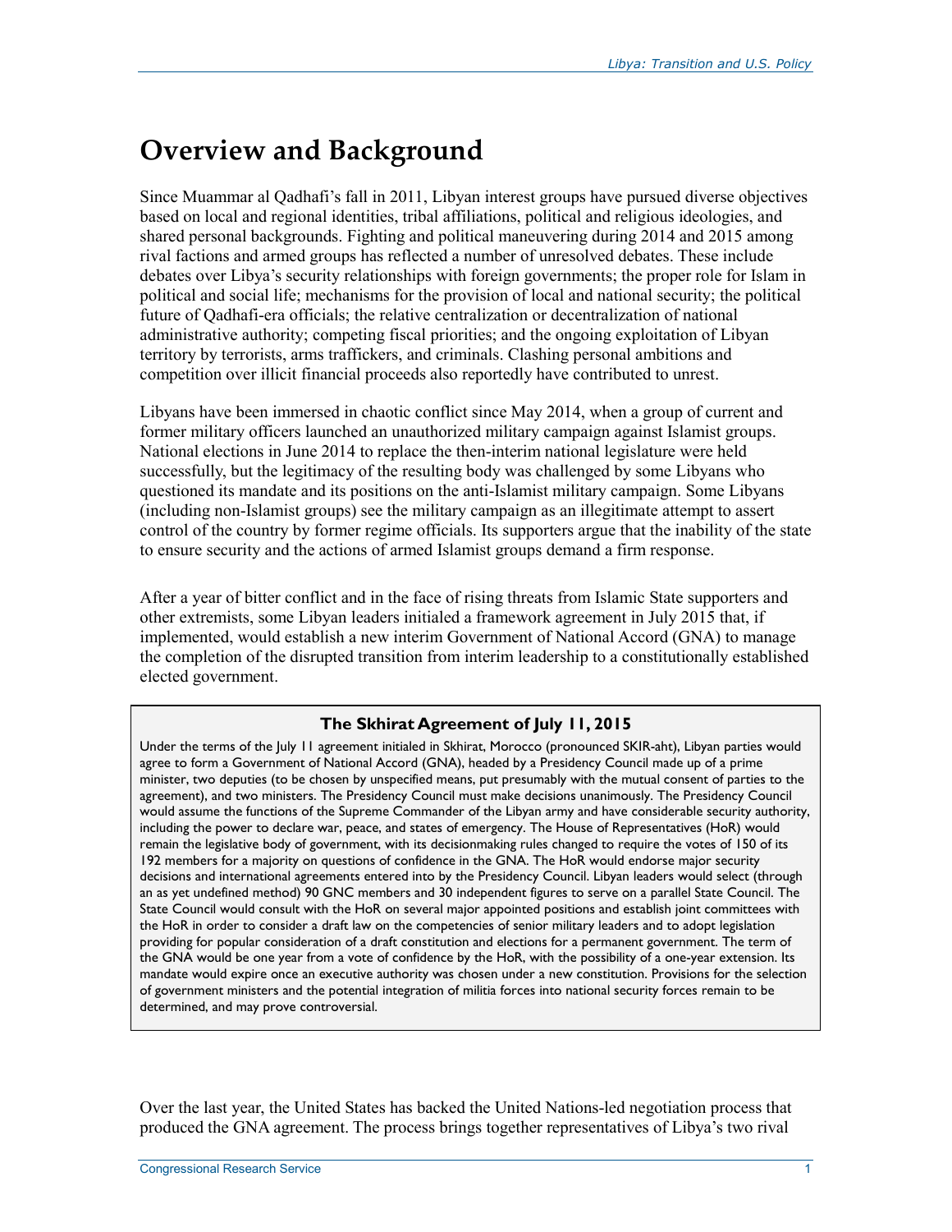# Overview and Background

Since Muammar al Qadhafi's fall in 2011, Libyan interest groups have pursued diverse objectives based on local and regional identities, tribal affiliations, political and religious ideologies, and shared personal backgrounds. Fighting and political maneuvering during 2014 and 2015 among rival factions and armed groups has reflected a number of unresolved debates. These include debates over Libya's security relationships with foreign governments; the proper role for Islam in political and social life; mechanisms for the provision of local and national security; the political future of Qadhafi-era officials; the relative centralization or decentralization of national administrative authority; competing fiscal priorities; and the ongoing exploitation of Libyan territory by terrorists, arms traffickers, and criminals. Clashing personal ambitions and competition over illicit financial proceeds also reportedly have contributed to unrest.

Libyans have been immersed in chaotic conflict since May 2014, when a group of current and former military officers launched an unauthorized military campaign against Islamist groups. National elections in June 2014 to replace the then-interim national legislature were held successfully, but the legitimacy of the resulting body was challenged by some Libyans who questioned its mandate and its positions on the anti-Islamist military campaign. Some Libyans (including non-Islamist groups) see the military campaign as an illegitimate attempt to assert control of the country by former regime officials. Its supporters argue that the inability of the state to ensure security and the actions of armed Islamist groups demand a firm response.

After a year of bitter conflict and in the face of rising threats from Islamic State supporters and other extremists, some Libyan leaders initialed a framework agreement in July 2015 that, if implemented, would establish a new interim Government of National Accord (GNA) to manage the completion of the disrupted transition from interim leadership to a constitutionally established elected government.

**The Skhirat Agreement of July 11, 2015**

Under the terms of the July 11 agreement initialed in Skhirat, Morocco (pronounced SKIR-aht), Libyan parties would agree to form a Government of National Accord (GNA), headed by a Presidency Council made up of a prime minister, two deputies (to be chosen by unspecified means, put presumably with the mutual consent of parties to the agreement), and two ministers. The Presidency Council must make decisions unanimously. The Presidency Council would assume the functions of the Supreme Commander of the Libyan army and have considerable security authority, including the power to declare war, peace, and states of emergency. The House of Representatives (HoR) would remain the legislative body of government, with its decisionmaking rules changed to require the votes of 150 of its 192 members for a majority on questions of confidence in the GNA. The HoR would endorse major security decisions and international agreements entered into by the Presidency Council. Libyan leaders would select (through an as yet undefined method) 90 GNC members and 30 independent figures to serve on a parallel State Council. The State Council would consult with the HoR on several major appointed positions and establish joint committees with the HoR in order to consider a draft law on the competencies of senior military leaders and to adopt legislation providing for popular consideration of a draft constitution and elections for a permanent government. The term of the GNA would be one year from a vote of confidence by the HoR, with the possibility of a one-year extension. Its mandate would expire once an executive authority was chosen under a new constitution. Provisions for the selection of government ministers and the potential integration of militia forces into national security forces remain to be determined, and may prove controversial.

Over the last year, the United States has backed the United Nations-led negotiation process that produced the GNA agreement. The process brings together representatives of Libya's two rival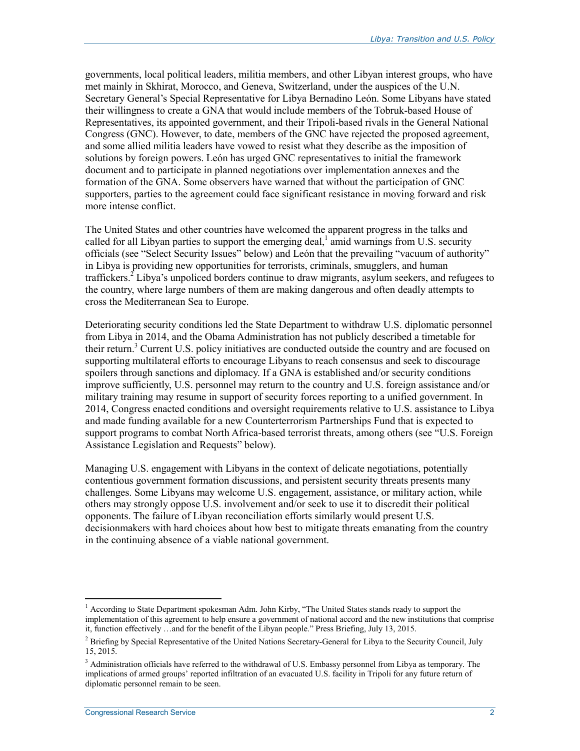governments, local political leaders, militia members, and other Libyan interest groups, who have met mainly in Skhirat, Morocco, and Geneva, Switzerland, under the auspices of the U.N. Secretary General's Special Representative for Libya Bernadino León. Some Libyans have stated their willingness to create a GNA that would include members of the Tobruk-based House of Representatives, its appointed government, and their Tripoli-based rivals in the General National Congress (GNC). However, to date, members of the GNC have rejected the proposed agreement, and some allied militia leaders have vowed to resist what they describe as the imposition of solutions by foreign powers. León has urged GNC representatives to initial the framework document and to participate in planned negotiations over implementation annexes and the formation of the GNA. Some observers have warned that without the participation of GNC supporters, parties to the agreement could face significant resistance in moving forward and risk more intense conflict.

The United States and other countries have welcomed the apparent progress in the talks and called for all Libyan parties to support the emerging deal,[1] amid warnings from U.S. security officials (see "Select Security Issues" below) and León that the prevailing "vacuum of authority" in Libya is providing new opportunities for terrorists, criminals, smugglers, and human traffickers.[2] Libya's unpoliced borders continue to draw migrants, asylum seekers, and refugees to the country, where large numbers of them are making dangerous and often deadly attempts to cross the Mediterranean Sea to Europe.

Deteriorating security conditions led the State Department to withdraw U.S. diplomatic personnel from Libya in 2014, and the Obama Administration has not publicly described a timetable for their return.[3] Current U.S. policy initiatives are conducted outside the country and are focused on supporting multilateral efforts to encourage Libyans to reach consensus and seek to discourage spoilers through sanctions and diplomacy. If a GNA is established and/or security conditions improve sufficiently, U.S. personnel may return to the country and U.S. foreign assistance and/or military training may resume in support of security forces reporting to a unified government. In 2014, Congress enacted conditions and oversight requirements relative to U.S. assistance to Libya and made funding available for a new Counterterrorism Partnerships Fund that is expected to support programs to combat North Africa-based terrorist threats, among others (see "U.S. Foreign Assistance Legislation and Requests" below).

Managing U.S. engagement with Libyans in the context of delicate negotiations, potentially contentious government formation discussions, and persistent security threats presents many challenges. Some Libyans may welcome U.S. engagement, assistance, or military action, while others may strongly oppose U.S. involvement and/or seek to use it to discredit their political opponents. The failure of Libyan reconciliation efforts similarly would present U.S. decisionmakers with hard choices about how best to mitigate threats emanating from the country in the continuing absence of a viable national government.

---

[1] According to State Department spokesman Adm. John Kirby, "The United States stands ready to support the implementation of this agreement to help ensure a government of national accord and the new institutions that comprise it, function effectively …and for the benefit of the Libyan people." Press Briefing, July 13, 2015.

[2] Briefing by Special Representative of the United Nations Secretary-General for Libya to the Security Council, July 15, 2015.

[3] Administration officials have referred to the withdrawal of U.S. Embassy personnel from Libya as temporary. The implications of armed groups' reported infiltration of an evacuated U.S. facility in Tripoli for any future return of diplomatic personnel remain to be seen.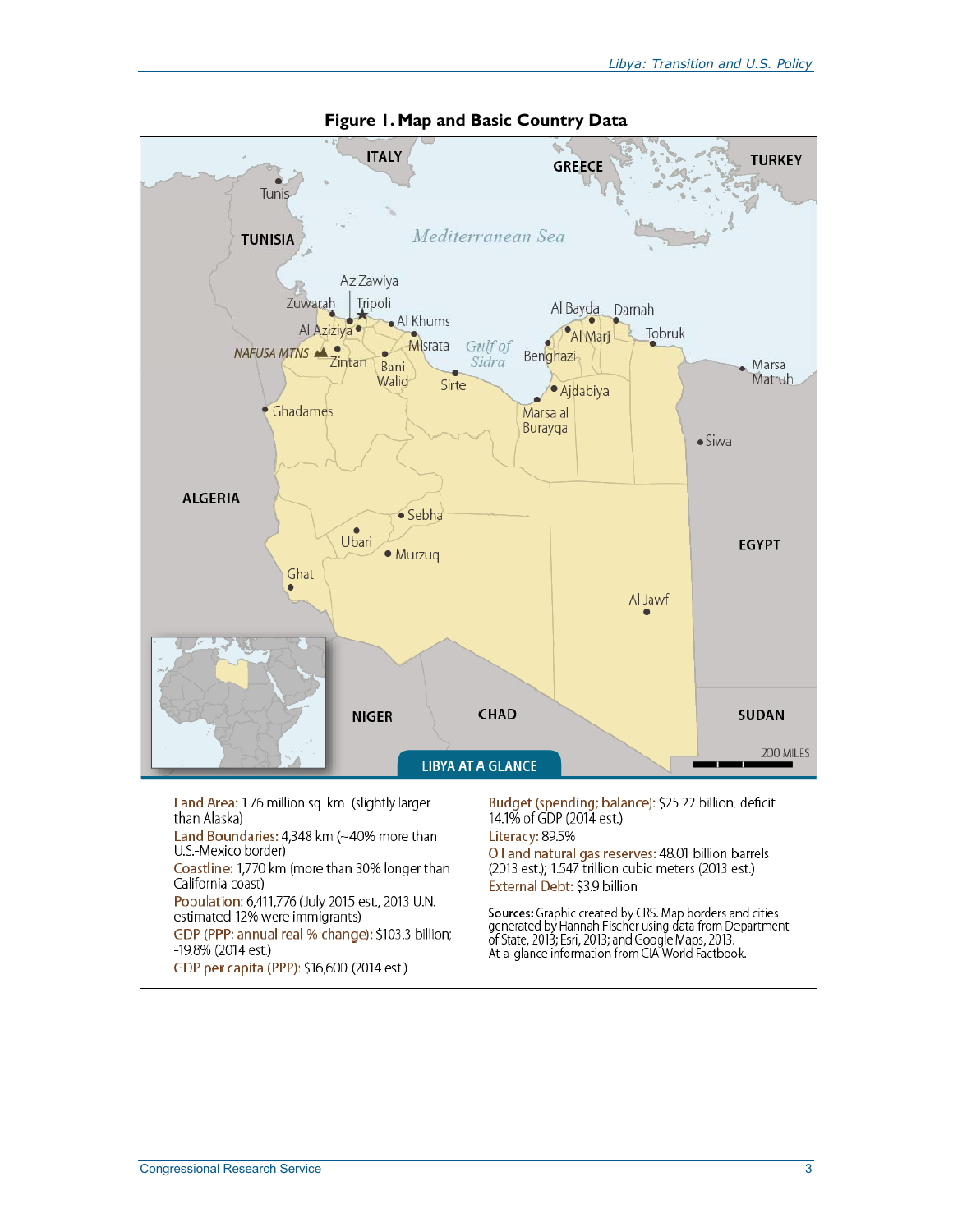**Figure 1. Map and Basic Country Data**

**LIBYA AT A GLANCE**

Land Area: 1.76 million sq. km. (slightly larger than Alaska)

Land Boundaries: 4,348 km (~40% more than U.S.-Mexico border)

Coastline: 1,770 km (more than 30% longer than California coast)

Population: 6,411,776 (July 2015 est., 2013 U.N. estimated 12% were immigrants)

GDP (PPP; annual real % change): $103.3 billion; -19.8% (2014 est.)

GDP per capita (PPP): $16,600 (2014 est.)

Budget (spending; balance): $25.22 billion, deficit 14.1% of GDP (2014 est.)

Literacy: 89.5%

Oil and natural gas reserves: 48.01 billion barrels (2013 est.); 1.547 trillion cubic meters (2013 est.)

External Debt: $3.9 billion

**Sources:** Graphic created by CRS. Map borders and cities generated by Hannah Fischer using data from Department of State, 2013; Esri, 2013; and Google Maps, 2013. At-a-glance information from CIA World Factbook.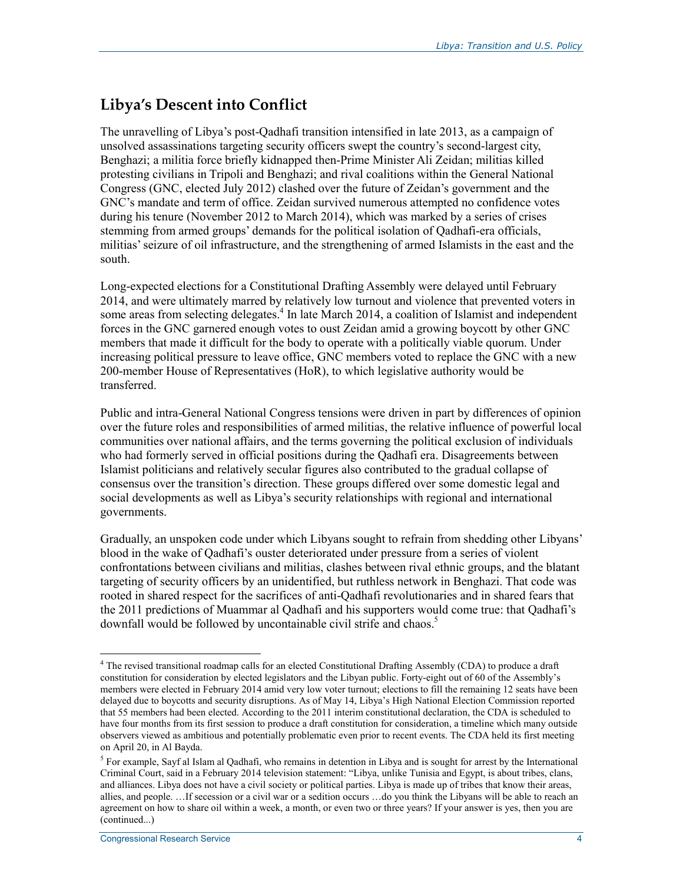## Libya's Descent into Conflict

The unravelling of Libya's post-Qadhafi transition intensified in late 2013, as a campaign of unsolved assassinations targeting security officers swept the country's second-largest city, Benghazi; a militia force briefly kidnapped then-Prime Minister Ali Zeidan; militias killed protesting civilians in Tripoli and Benghazi; and rival coalitions within the General National Congress (GNC, elected July 2012) clashed over the future of Zeidan's government and the GNC's mandate and term of office. Zeidan survived numerous attempted no confidence votes during his tenure (November 2012 to March 2014), which was marked by a series of crises stemming from armed groups' demands for the political isolation of Qadhafi-era officials, militias' seizure of oil infrastructure, and the strengthening of armed Islamists in the east and the south.

Long-expected elections for a Constitutional Drafting Assembly were delayed until February 2014, and were ultimately marred by relatively low turnout and violence that prevented voters in some areas from selecting delegates.[4] In late March 2014, a coalition of Islamist and independent forces in the GNC garnered enough votes to oust Zeidan amid a growing boycott by other GNC members that made it difficult for the body to operate with a politically viable quorum. Under increasing political pressure to leave office, GNC members voted to replace the GNC with a new 200-member House of Representatives (HoR), to which legislative authority would be transferred.

Public and intra-General National Congress tensions were driven in part by differences of opinion over the future roles and responsibilities of armed militias, the relative influence of powerful local communities over national affairs, and the terms governing the political exclusion of individuals who had formerly served in official positions during the Qadhafi era. Disagreements between Islamist politicians and relatively secular figures also contributed to the gradual collapse of consensus over the transition's direction. These groups differed over some domestic legal and social developments as well as Libya's security relationships with regional and international governments.

Gradually, an unspoken code under which Libyans sought to refrain from shedding other Libyans' blood in the wake of Qadhafi's ouster deteriorated under pressure from a series of violent confrontations between civilians and militias, clashes between rival ethnic groups, and the blatant targeting of security officers by an unidentified, but ruthless network in Benghazi. That code was rooted in shared respect for the sacrifices of anti-Qadhafi revolutionaries and in shared fears that the 2011 predictions of Muammar al Qadhafi and his supporters would come true: that Qadhafi's downfall would be followed by uncontainable civil strife and chaos.[5]

---

[4] The revised transitional roadmap calls for an elected Constitutional Drafting Assembly (CDA) to produce a draft constitution for consideration by elected legislators and the Libyan public. Forty-eight out of 60 of the Assembly's members were elected in February 2014 amid very low voter turnout; elections to fill the remaining 12 seats have been delayed due to boycotts and security disruptions. As of May 14, Libya's High National Election Commission reported that 55 members had been elected. According to the 2011 interim constitutional declaration, the CDA is scheduled to have four months from its first session to produce a draft constitution for consideration, a timeline which many outside observers viewed as ambitious and potentially problematic even prior to recent events. The CDA held its first meeting on April 20, in Al Bayda.

[5] For example, Sayf al Islam al Qadhafi, who remains in detention in Libya and is sought for arrest by the International Criminal Court, said in a February 2014 television statement: "Libya, unlike Tunisia and Egypt, is about tribes, clans, and alliances. Libya does not have a civil society or political parties. Libya is made up of tribes that know their areas, allies, and people. …If secession or a civil war or a sedition occurs …do you think the Libyans will be able to reach an agreement on how to share oil within a week, a month, or even two or three years? If your answer is yes, then you are (continued...)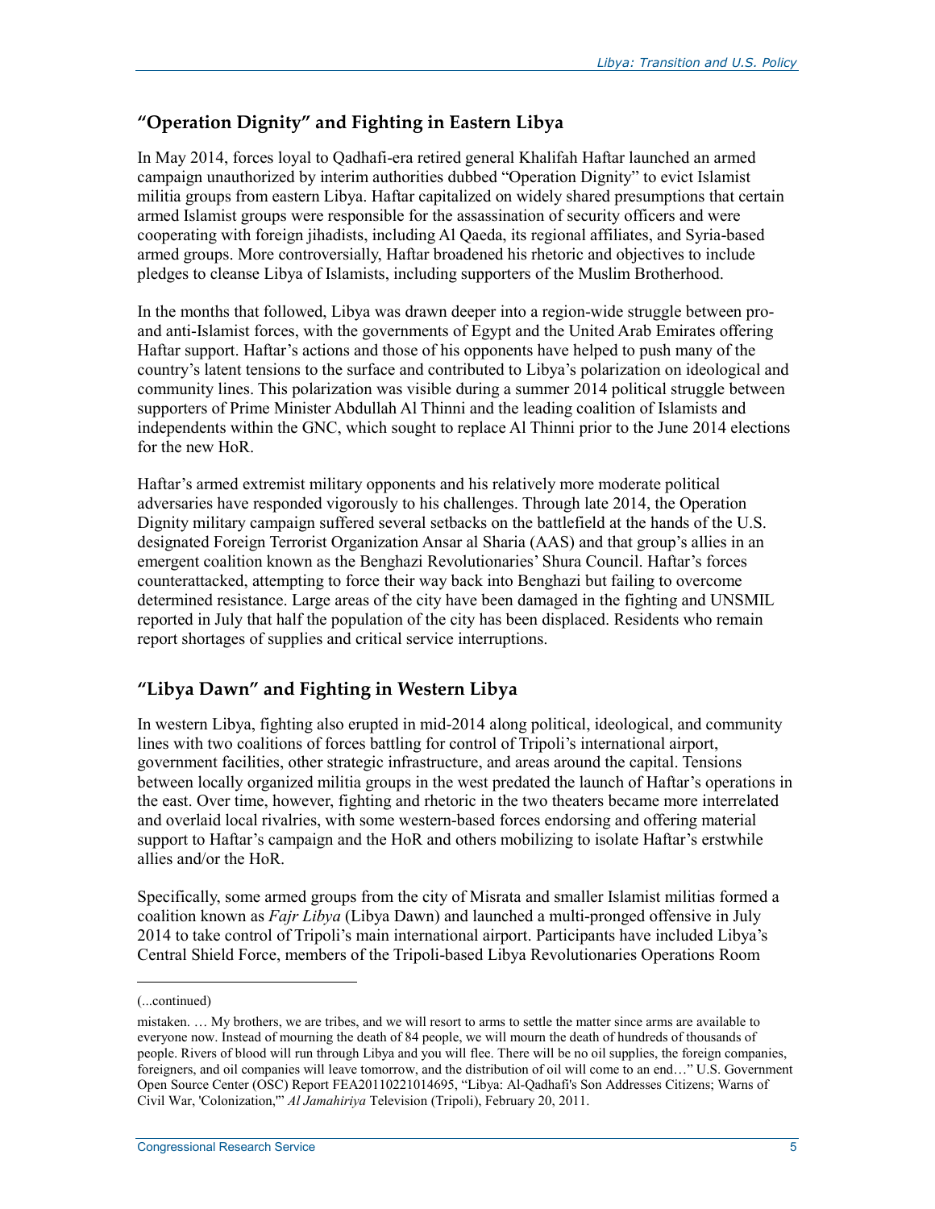## "Operation Dignity" and Fighting in Eastern Libya

In May 2014, forces loyal to Qadhafi-era retired general Khalifah Haftar launched an armed campaign unauthorized by interim authorities dubbed "Operation Dignity" to evict Islamist militia groups from eastern Libya. Haftar capitalized on widely shared presumptions that certain armed Islamist groups were responsible for the assassination of security officers and were cooperating with foreign jihadists, including Al Qaeda, its regional affiliates, and Syria-based armed groups. More controversially, Haftar broadened his rhetoric and objectives to include pledges to cleanse Libya of Islamists, including supporters of the Muslim Brotherhood.

In the months that followed, Libya was drawn deeper into a region-wide struggle between pro- and anti-Islamist forces, with the governments of Egypt and the United Arab Emirates offering Haftar support. Haftar's actions and those of his opponents have helped to push many of the country's latent tensions to the surface and contributed to Libya's polarization on ideological and community lines. This polarization was visible during a summer 2014 political struggle between supporters of Prime Minister Abdullah Al Thinni and the leading coalition of Islamists and independents within the GNC, which sought to replace Al Thinni prior to the June 2014 elections for the new HoR.

Haftar's armed extremist military opponents and his relatively more moderate political adversaries have responded vigorously to his challenges. Through late 2014, the Operation Dignity military campaign suffered several setbacks on the battlefield at the hands of the U.S. designated Foreign Terrorist Organization Ansar al Sharia (AAS) and that group's allies in an emergent coalition known as the Benghazi Revolutionaries' Shura Council. Haftar's forces counterattacked, attempting to force their way back into Benghazi but failing to overcome determined resistance. Large areas of the city have been damaged in the fighting and UNSMIL reported in July that half the population of the city has been displaced. Residents who remain report shortages of supplies and critical service interruptions.

## "Libya Dawn" and Fighting in Western Libya

In western Libya, fighting also erupted in mid-2014 along political, ideological, and community lines with two coalitions of forces battling for control of Tripoli's international airport, government facilities, other strategic infrastructure, and areas around the capital. Tensions between locally organized militia groups in the west predated the launch of Haftar's operations in the east. Over time, however, fighting and rhetoric in the two theaters became more interrelated and overlaid local rivalries, with some western-based forces endorsing and offering material support to Haftar's campaign and the HoR and others mobilizing to isolate Haftar's erstwhile allies and/or the HoR.

Specifically, some armed groups from the city of Misrata and smaller Islamist militias formed a coalition known as *Fajr Libya* (Libya Dawn) and launched a multi-pronged offensive in July 2014 to take control of Tripoli's main international airport. Participants have included Libya's Central Shield Force, members of the Tripoli-based Libya Revolutionaries Operations Room

---

(...continued)

mistaken. … My brothers, we are tribes, and we will resort to arms to settle the matter since arms are available to everyone now. Instead of mourning the death of 84 people, we will mourn the death of hundreds of thousands of people. Rivers of blood will run through Libya and you will flee. There will be no oil supplies, the foreign companies, foreigners, and oil companies will leave tomorrow, and the distribution of oil will come to an end…" U.S. Government Open Source Center (OSC) Report FEA20110221014695, "Libya: Al-Qadhafi's Son Addresses Citizens; Warns of Civil War, 'Colonization,'" *Al Jamahiriya* Television (Tripoli), February 20, 2011.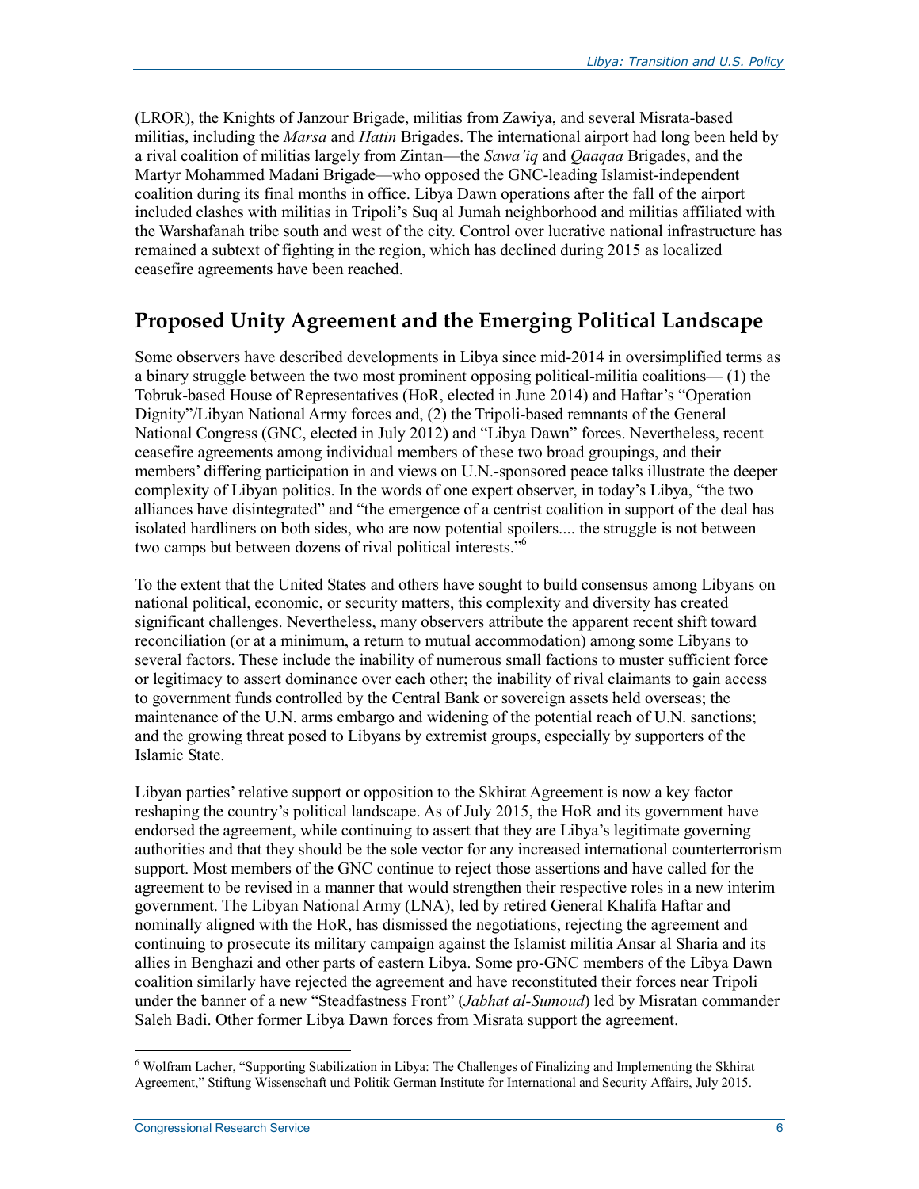(LROR), the Knights of Janzour Brigade, militias from Zawiya, and several Misrata-based militias, including the *Marsa* and *Hatin* Brigades. The international airport had long been held by a rival coalition of militias largely from Zintan—the *Sawa'iq* and *Qaaqaa* Brigades, and the Martyr Mohammed Madani Brigade—who opposed the GNC-leading Islamist-independent coalition during its final months in office. Libya Dawn operations after the fall of the airport included clashes with militias in Tripoli's Suq al Jumah neighborhood and militias affiliated with the Warshafanah tribe south and west of the city. Control over lucrative national infrastructure has remained a subtext of fighting in the region, which has declined during 2015 as localized ceasefire agreements have been reached.

## Proposed Unity Agreement and the Emerging Political Landscape

Some observers have described developments in Libya since mid-2014 in oversimplified terms as a binary struggle between the two most prominent opposing political-militia coalitions— (1) the Tobruk-based House of Representatives (HoR, elected in June 2014) and Haftar's "Operation Dignity"/Libyan National Army forces and, (2) the Tripoli-based remnants of the General National Congress (GNC, elected in July 2012) and "Libya Dawn" forces. Nevertheless, recent ceasefire agreements among individual members of these two broad groupings, and their members' differing participation in and views on U.N.-sponsored peace talks illustrate the deeper complexity of Libyan politics. In the words of one expert observer, in today's Libya, "the two alliances have disintegrated" and "the emergence of a centrist coalition in support of the deal has isolated hardliners on both sides, who are now potential spoilers.... the struggle is not between two camps but between dozens of rival political interests."[6]

To the extent that the United States and others have sought to build consensus among Libyans on national political, economic, or security matters, this complexity and diversity has created significant challenges. Nevertheless, many observers attribute the apparent recent shift toward reconciliation (or at a minimum, a return to mutual accommodation) among some Libyans to several factors. These include the inability of numerous small factions to muster sufficient force or legitimacy to assert dominance over each other; the inability of rival claimants to gain access to government funds controlled by the Central Bank or sovereign assets held overseas; the maintenance of the U.N. arms embargo and widening of the potential reach of U.N. sanctions; and the growing threat posed to Libyans by extremist groups, especially by supporters of the Islamic State.

Libyan parties' relative support or opposition to the Skhirat Agreement is now a key factor reshaping the country's political landscape. As of July 2015, the HoR and its government have endorsed the agreement, while continuing to assert that they are Libya's legitimate governing authorities and that they should be the sole vector for any increased international counterterrorism support. Most members of the GNC continue to reject those assertions and have called for the agreement to be revised in a manner that would strengthen their respective roles in a new interim government. The Libyan National Army (LNA), led by retired General Khalifa Haftar and nominally aligned with the HoR, has dismissed the negotiations, rejecting the agreement and continuing to prosecute its military campaign against the Islamist militia Ansar al Sharia and its allies in Benghazi and other parts of eastern Libya. Some pro-GNC members of the Libya Dawn coalition similarly have rejected the agreement and have reconstituted their forces near Tripoli under the banner of a new "Steadfastness Front" (*Jabhat al-Sumoud*) led by Misratan commander Saleh Badi. Other former Libya Dawn forces from Misrata support the agreement.

---

[6] Wolfram Lacher, "Supporting Stabilization in Libya: The Challenges of Finalizing and Implementing the Skhirat Agreement," Stiftung Wissenschaft und Politik German Institute for International and Security Affairs, July 2015.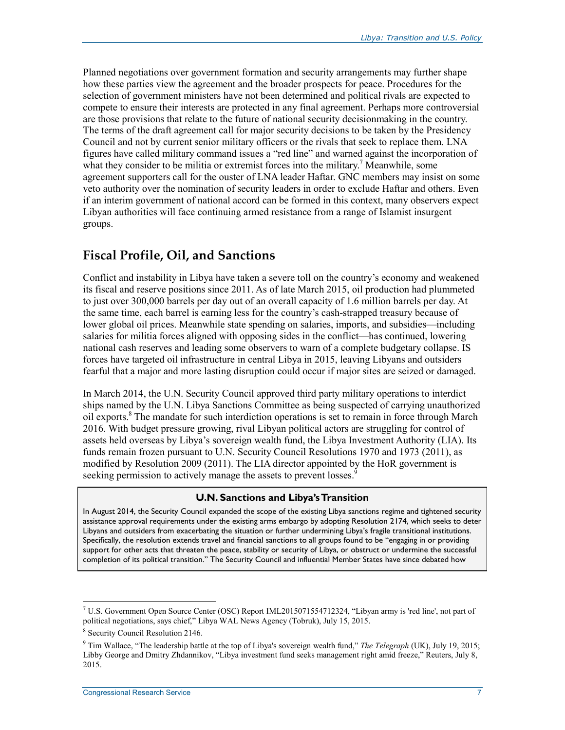Planned negotiations over government formation and security arrangements may further shape how these parties view the agreement and the broader prospects for peace. Procedures for the selection of government ministers have not been determined and political rivals are expected to compete to ensure their interests are protected in any final agreement. Perhaps more controversial are those provisions that relate to the future of national security decisionmaking in the country. The terms of the draft agreement call for major security decisions to be taken by the Presidency Council and not by current senior military officers or the rivals that seek to replace them. LNA figures have called military command issues a "red line" and warned against the incorporation of what they consider to be militia or extremist forces into the military.[7] Meanwhile, some agreement supporters call for the ouster of LNA leader Haftar. GNC members may insist on some veto authority over the nomination of security leaders in order to exclude Haftar and others. Even if an interim government of national accord can be formed in this context, many observers expect Libyan authorities will face continuing armed resistance from a range of Islamist insurgent groups.

## Fiscal Profile, Oil, and Sanctions

Conflict and instability in Libya have taken a severe toll on the country's economy and weakened its fiscal and reserve positions since 2011. As of late March 2015, oil production had plummeted to just over 300,000 barrels per day out of an overall capacity of 1.6 million barrels per day. At the same time, each barrel is earning less for the country's cash-strapped treasury because of lower global oil prices. Meanwhile state spending on salaries, imports, and subsidies—including salaries for militia forces aligned with opposing sides in the conflict—has continued, lowering national cash reserves and leading some observers to warn of a complete budgetary collapse. IS forces have targeted oil infrastructure in central Libya in 2015, leaving Libyans and outsiders fearful that a major and more lasting disruption could occur if major sites are seized or damaged.

In March 2014, the U.N. Security Council approved third party military operations to interdict ships named by the U.N. Libya Sanctions Committee as being suspected of carrying unauthorized oil exports.[8] The mandate for such interdiction operations is set to remain in force through March 2016. With budget pressure growing, rival Libyan political actors are struggling for control of assets held overseas by Libya's sovereign wealth fund, the Libya Investment Authority (LIA). Its funds remain frozen pursuant to U.N. Security Council Resolutions 1970 and 1973 (2011), as modified by Resolution 2009 (2011). The LIA director appointed by the HoR government is seeking permission to actively manage the assets to prevent losses.[9]

> **U.N. Sanctions and Libya's Transition**
>
> In August 2014, the Security Council expanded the scope of the existing Libya sanctions regime and tightened security assistance approval requirements under the existing arms embargo by adopting Resolution 2174, which seeks to deter Libyans and outsiders from exacerbating the situation or further undermining Libya's fragile transitional institutions. Specifically, the resolution extends travel and financial sanctions to all groups found to be "engaging in or providing support for other acts that threaten the peace, stability or security of Libya, or obstruct or undermine the successful completion of its political transition." The Security Council and influential Member States have since debated how

---

[7] U.S. Government Open Source Center (OSC) Report IML2015071554712324, "Libyan army is 'red line', not part of political negotiations, says chief," Libya WAL News Agency (Tobruk), July 15, 2015.

[8] Security Council Resolution 2146.

[9] Tim Wallace, "The leadership battle at the top of Libya's sovereign wealth fund," *The Telegraph* (UK), July 19, 2015; Libby George and Dmitry Zhdannikov, "Libya investment fund seeks management right amid freeze," Reuters, July 8, 2015.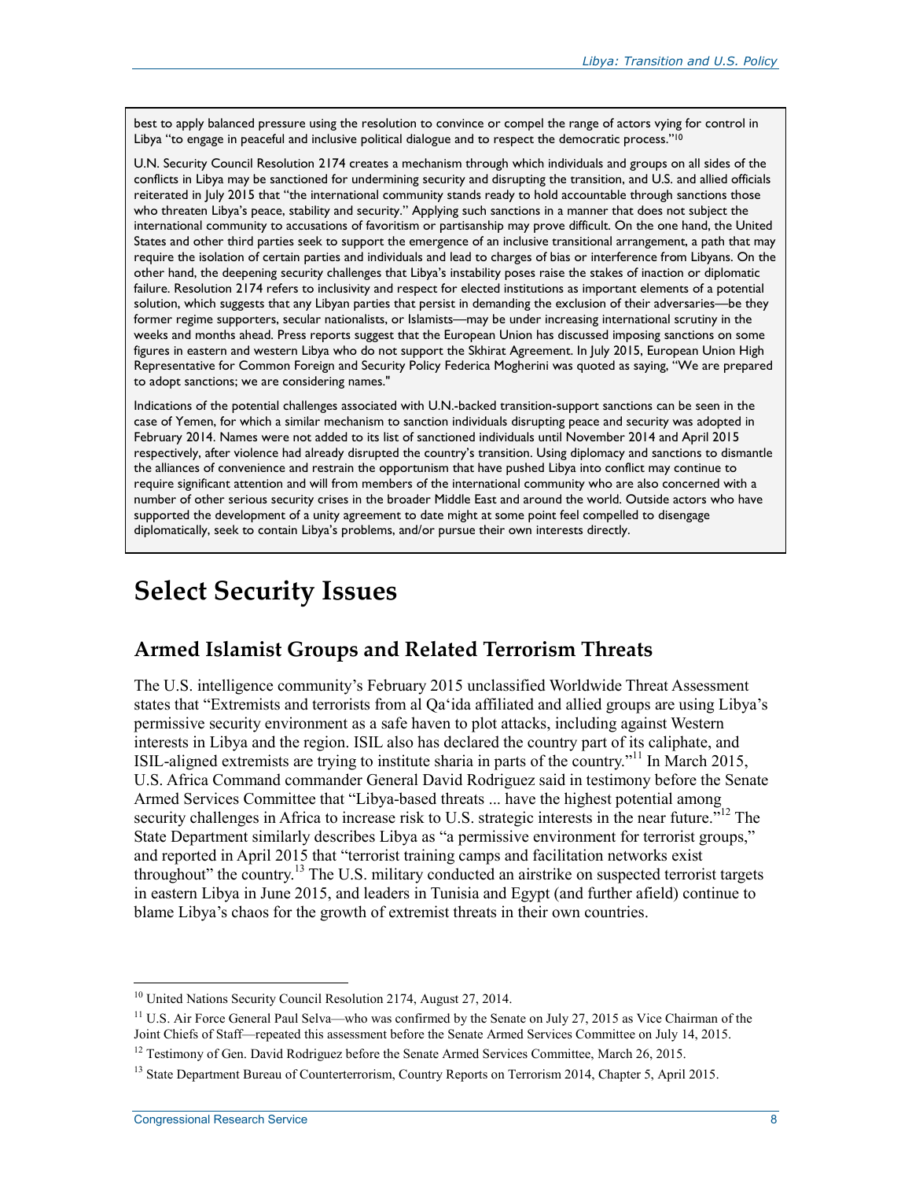best to apply balanced pressure using the resolution to convince or compel the range of actors vying for control in Libya "to engage in peaceful and inclusive political dialogue and to respect the democratic process."[10]

U.N. Security Council Resolution 2174 creates a mechanism through which individuals and groups on all sides of the conflicts in Libya may be sanctioned for undermining security and disrupting the transition, and U.S. and allied officials reiterated in July 2015 that "the international community stands ready to hold accountable through sanctions those who threaten Libya's peace, stability and security." Applying such sanctions in a manner that does not subject the international community to accusations of favoritism or partisanship may prove difficult. On the one hand, the United States and other third parties seek to support the emergence of an inclusive transitional arrangement, a path that may require the isolation of certain parties and individuals and lead to charges of bias or interference from Libyans. On the other hand, the deepening security challenges that Libya's instability poses raise the stakes of inaction or diplomatic failure. Resolution 2174 refers to inclusivity and respect for elected institutions as important elements of a potential solution, which suggests that any Libyan parties that persist in demanding the exclusion of their adversaries—be they former regime supporters, secular nationalists, or Islamists—may be under increasing international scrutiny in the weeks and months ahead. Press reports suggest that the European Union has discussed imposing sanctions on some figures in eastern and western Libya who do not support the Skhirat Agreement. In July 2015, European Union High Representative for Common Foreign and Security Policy Federica Mogherini was quoted as saying, "We are prepared to adopt sanctions; we are considering names."

Indications of the potential challenges associated with U.N.-backed transition-support sanctions can be seen in the case of Yemen, for which a similar mechanism to sanction individuals disrupting peace and security was adopted in February 2014. Names were not added to its list of sanctioned individuals until November 2014 and April 2015 respectively, after violence had already disrupted the country's transition. Using diplomacy and sanctions to dismantle the alliances of convenience and restrain the opportunism that have pushed Libya into conflict may continue to require significant attention and will from members of the international community who are also concerned with a number of other serious security crises in the broader Middle East and around the world. Outside actors who have supported the development of a unity agreement to date might at some point feel compelled to disengage diplomatically, seek to contain Libya's problems, and/or pursue their own interests directly.

# Select Security Issues

## Armed Islamist Groups and Related Terrorism Threats

The U.S. intelligence community's February 2015 unclassified Worldwide Threat Assessment states that "Extremists and terrorists from al Qa'ida affiliated and allied groups are using Libya's permissive security environment as a safe haven to plot attacks, including against Western interests in Libya and the region. ISIL also has declared the country part of its caliphate, and ISIL-aligned extremists are trying to institute sharia in parts of the country."[11] In March 2015, U.S. Africa Command commander General David Rodriguez said in testimony before the Senate Armed Services Committee that "Libya-based threats ... have the highest potential among security challenges in Africa to increase risk to U.S. strategic interests in the near future."[12] The State Department similarly describes Libya as "a permissive environment for terrorist groups," and reported in April 2015 that "terrorist training camps and facilitation networks exist throughout" the country.[13] The U.S. military conducted an airstrike on suspected terrorist targets in eastern Libya in June 2015, and leaders in Tunisia and Egypt (and further afield) continue to blame Libya's chaos for the growth of extremist threats in their own countries.

---

[10] United Nations Security Council Resolution 2174, August 27, 2014.

[11] U.S. Air Force General Paul Selva—who was confirmed by the Senate on July 27, 2015 as Vice Chairman of the Joint Chiefs of Staff—repeated this assessment before the Senate Armed Services Committee on July 14, 2015.

[12] Testimony of Gen. David Rodriguez before the Senate Armed Services Committee, March 26, 2015.

[13] State Department Bureau of Counterterrorism, Country Reports on Terrorism 2014, Chapter 5, April 2015.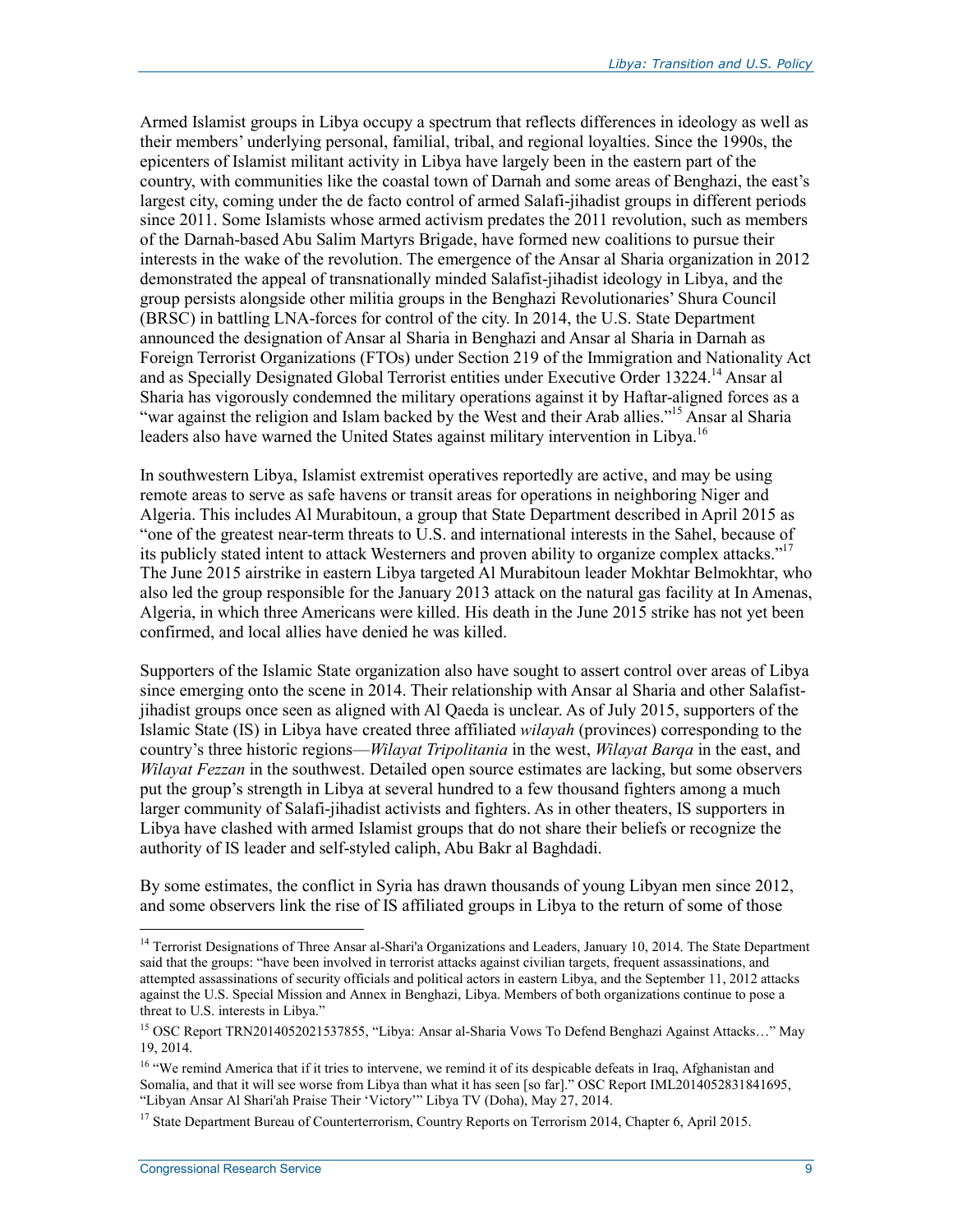Armed Islamist groups in Libya occupy a spectrum that reflects differences in ideology as well as their members' underlying personal, familial, tribal, and regional loyalties. Since the 1990s, the epicenters of Islamist militant activity in Libya have largely been in the eastern part of the country, with communities like the coastal town of Darnah and some areas of Benghazi, the east's largest city, coming under the de facto control of armed Salafi-jihadist groups in different periods since 2011. Some Islamists whose armed activism predates the 2011 revolution, such as members of the Darnah-based Abu Salim Martyrs Brigade, have formed new coalitions to pursue their interests in the wake of the revolution. The emergence of the Ansar al Sharia organization in 2012 demonstrated the appeal of transnationally minded Salafist-jihadist ideology in Libya, and the group persists alongside other militia groups in the Benghazi Revolutionaries' Shura Council (BRSC) in battling LNA-forces for control of the city. In 2014, the U.S. State Department announced the designation of Ansar al Sharia in Benghazi and Ansar al Sharia in Darnah as Foreign Terrorist Organizations (FTOs) under Section 219 of the Immigration and Nationality Act and as Specially Designated Global Terrorist entities under Executive Order 13224.[14] Ansar al Sharia has vigorously condemned the military operations against it by Haftar-aligned forces as a "war against the religion and Islam backed by the West and their Arab allies."[15] Ansar al Sharia leaders also have warned the United States against military intervention in Libya.[16]

In southwestern Libya, Islamist extremist operatives reportedly are active, and may be using remote areas to serve as safe havens or transit areas for operations in neighboring Niger and Algeria. This includes Al Murabitoun, a group that State Department described in April 2015 as "one of the greatest near-term threats to U.S. and international interests in the Sahel, because of its publicly stated intent to attack Westerners and proven ability to organize complex attacks."[17] The June 2015 airstrike in eastern Libya targeted Al Murabitoun leader Mokhtar Belmokhtar, who also led the group responsible for the January 2013 attack on the natural gas facility at In Amenas, Algeria, in which three Americans were killed. His death in the June 2015 strike has not yet been confirmed, and local allies have denied he was killed.

Supporters of the Islamic State organization also have sought to assert control over areas of Libya since emerging onto the scene in 2014. Their relationship with Ansar al Sharia and other Salafist-jihadist groups once seen as aligned with Al Qaeda is unclear. As of July 2015, supporters of the Islamic State (IS) in Libya have created three affiliated *wilayah* (provinces) corresponding to the country's three historic regions—*Wilayat Tripolitania* in the west, *Wilayat Barqa* in the east, and *Wilayat Fezzan* in the southwest. Detailed open source estimates are lacking, but some observers put the group's strength in Libya at several hundred to a few thousand fighters among a much larger community of Salafi-jihadist activists and fighters. As in other theaters, IS supporters in Libya have clashed with armed Islamist groups that do not share their beliefs or recognize the authority of IS leader and self-styled caliph, Abu Bakr al Baghdadi.

By some estimates, the conflict in Syria has drawn thousands of young Libyan men since 2012, and some observers link the rise of IS affiliated groups in Libya to the return of some of those

---

[14] Terrorist Designations of Three Ansar al-Shari'a Organizations and Leaders, January 10, 2014. The State Department said that the groups: "have been involved in terrorist attacks against civilian targets, frequent assassinations, and attempted assassinations of security officials and political actors in eastern Libya, and the September 11, 2012 attacks against the U.S. Special Mission and Annex in Benghazi, Libya. Members of both organizations continue to pose a threat to U.S. interests in Libya."

[15] OSC Report TRN2014052021537855, "Libya: Ansar al-Sharia Vows To Defend Benghazi Against Attacks…" May 19, 2014.

[16] "We remind America that if it tries to intervene, we remind it of its despicable defeats in Iraq, Afghanistan and Somalia, and that it will see worse from Libya than what it has seen [so far]." OSC Report IML2014052831841695, "Libyan Ansar Al Shari'ah Praise Their 'Victory'" Libya TV (Doha), May 27, 2014.

[17] State Department Bureau of Counterterrorism, Country Reports on Terrorism 2014, Chapter 6, April 2015.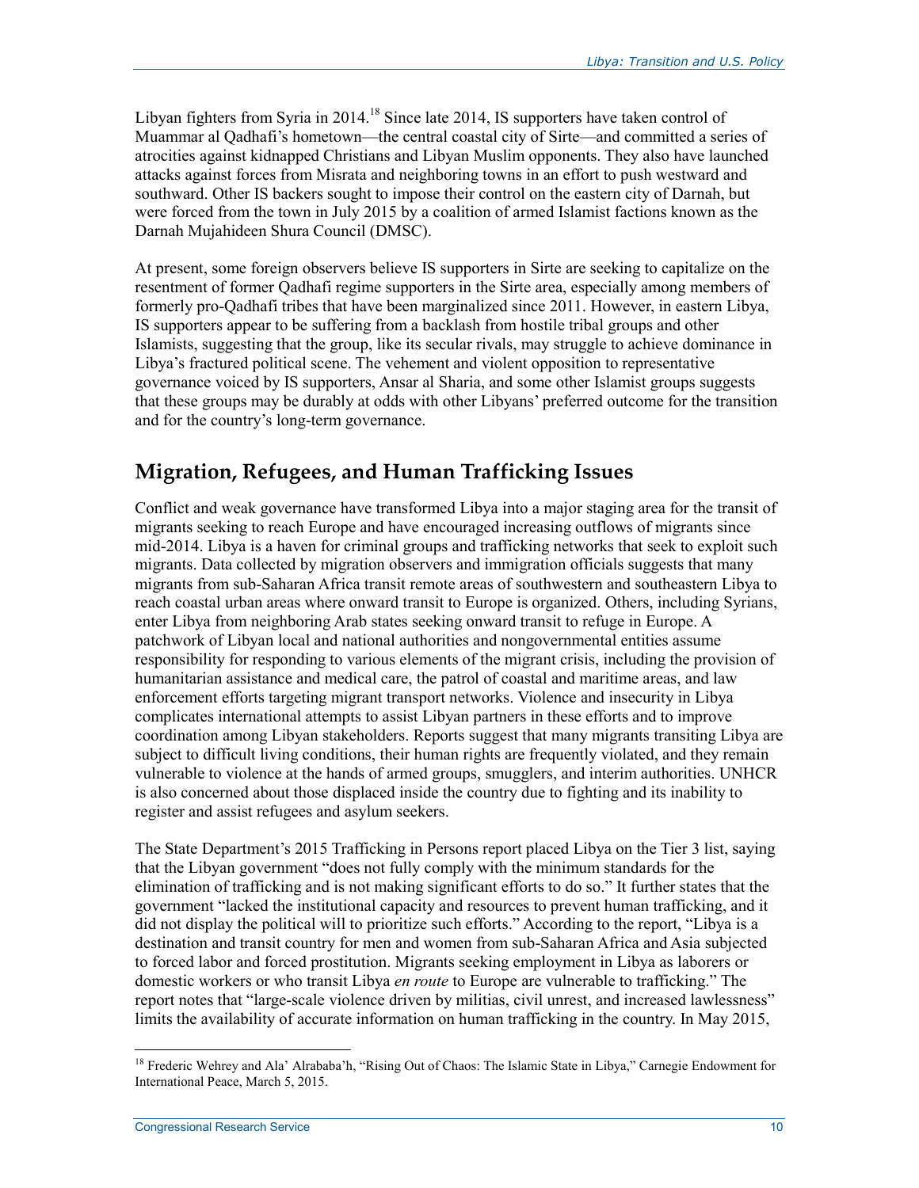Libyan fighters from Syria in 2014.[18] Since late 2014, IS supporters have taken control of Muammar al Qadhafi's hometown—the central coastal city of Sirte—and committed a series of atrocities against kidnapped Christians and Libyan Muslim opponents. They also have launched attacks against forces from Misrata and neighboring towns in an effort to push westward and southward. Other IS backers sought to impose their control on the eastern city of Darnah, but were forced from the town in July 2015 by a coalition of armed Islamist factions known as the Darnah Mujahideen Shura Council (DMSC).

At present, some foreign observers believe IS supporters in Sirte are seeking to capitalize on the resentment of former Qadhafi regime supporters in the Sirte area, especially among members of formerly pro-Qadhafi tribes that have been marginalized since 2011. However, in eastern Libya, IS supporters appear to be suffering from a backlash from hostile tribal groups and other Islamists, suggesting that the group, like its secular rivals, may struggle to achieve dominance in Libya's fractured political scene. The vehement and violent opposition to representative governance voiced by IS supporters, Ansar al Sharia, and some other Islamist groups suggests that these groups may be durably at odds with other Libyans' preferred outcome for the transition and for the country's long-term governance.

## Migration, Refugees, and Human Trafficking Issues

Conflict and weak governance have transformed Libya into a major staging area for the transit of migrants seeking to reach Europe and have encouraged increasing outflows of migrants since mid-2014. Libya is a haven for criminal groups and trafficking networks that seek to exploit such migrants. Data collected by migration observers and immigration officials suggests that many migrants from sub-Saharan Africa transit remote areas of southwestern and southeastern Libya to reach coastal urban areas where onward transit to Europe is organized. Others, including Syrians, enter Libya from neighboring Arab states seeking onward transit to refuge in Europe. A patchwork of Libyan local and national authorities and nongovernmental entities assume responsibility for responding to various elements of the migrant crisis, including the provision of humanitarian assistance and medical care, the patrol of coastal and maritime areas, and law enforcement efforts targeting migrant transport networks. Violence and insecurity in Libya complicates international attempts to assist Libyan partners in these efforts and to improve coordination among Libyan stakeholders. Reports suggest that many migrants transiting Libya are subject to difficult living conditions, their human rights are frequently violated, and they remain vulnerable to violence at the hands of armed groups, smugglers, and interim authorities. UNHCR is also concerned about those displaced inside the country due to fighting and its inability to register and assist refugees and asylum seekers.

The State Department's 2015 Trafficking in Persons report placed Libya on the Tier 3 list, saying that the Libyan government "does not fully comply with the minimum standards for the elimination of trafficking and is not making significant efforts to do so." It further states that the government "lacked the institutional capacity and resources to prevent human trafficking, and it did not display the political will to prioritize such efforts." According to the report, "Libya is a destination and transit country for men and women from sub-Saharan Africa and Asia subjected to forced labor and forced prostitution. Migrants seeking employment in Libya as laborers or domestic workers or who transit Libya *en route* to Europe are vulnerable to trafficking." The report notes that "large-scale violence driven by militias, civil unrest, and increased lawlessness" limits the availability of accurate information on human trafficking in the country. In May 2015,

[18] Frederic Wehrey and Ala' Alrababa'h, "Rising Out of Chaos: The Islamic State in Libya," Carnegie Endowment for International Peace, March 5, 2015.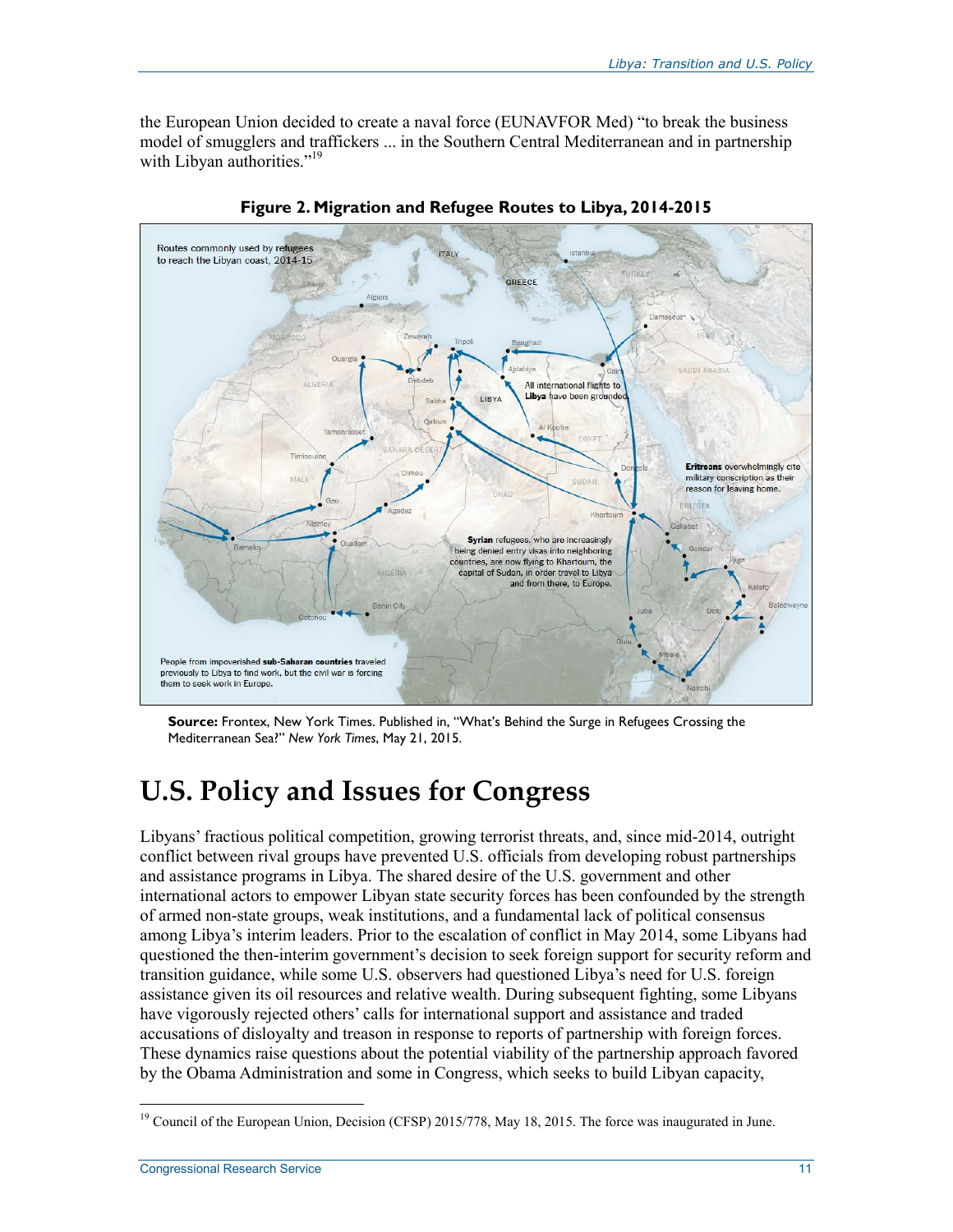the European Union decided to create a naval force (EUNAVFOR Med) "to break the business model of smugglers and traffickers ... in the Southern Central Mediterranean and in partnership with Libyan authorities."[19]

**Figure 2. Migration and Refugee Routes to Libya, 2014-2015**

**Source:** Frontex, New York Times. Published in, "What's Behind the Surge in Refugees Crossing the Mediterranean Sea?" *New York Times*, May 21, 2015.

# U.S. Policy and Issues for Congress

Libyans' fractious political competition, growing terrorist threats, and, since mid-2014, outright conflict between rival groups have prevented U.S. officials from developing robust partnerships and assistance programs in Libya. The shared desire of the U.S. government and other international actors to empower Libyan state security forces has been confounded by the strength of armed non-state groups, weak institutions, and a fundamental lack of political consensus among Libya's interim leaders. Prior to the escalation of conflict in May 2014, some Libyans had questioned the then-interim government's decision to seek foreign support for security reform and transition guidance, while some U.S. observers had questioned Libya's need for U.S. foreign assistance given its oil resources and relative wealth. During subsequent fighting, some Libyans have vigorously rejected others' calls for international support and assistance and traded accusations of disloyalty and treason in response to reports of partnership with foreign forces. These dynamics raise questions about the potential viability of the partnership approach favored by the Obama Administration and some in Congress, which seeks to build Libyan capacity,

[19] Council of the European Union, Decision (CFSP) 2015/778, May 18, 2015. The force was inaugurated in June.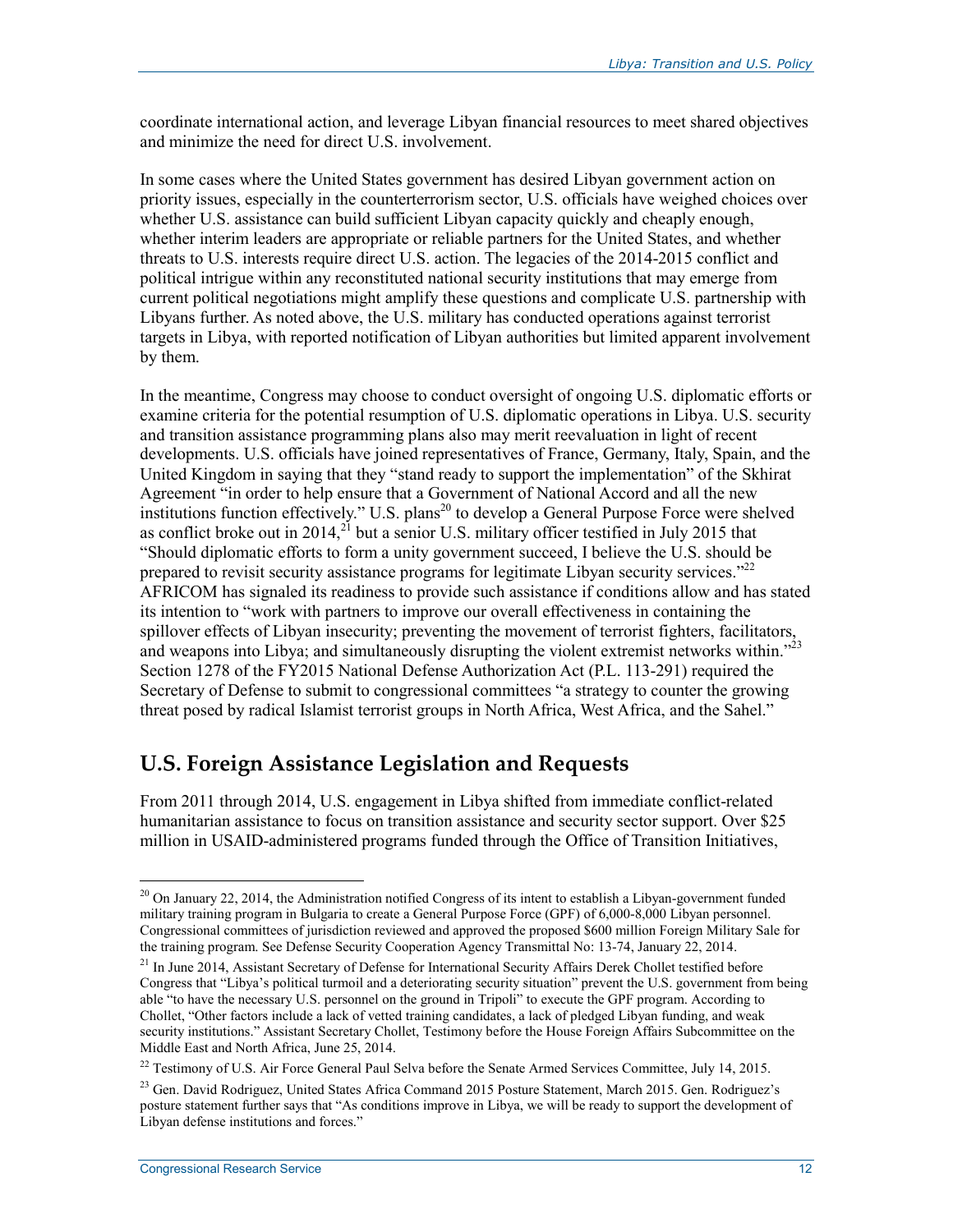coordinate international action, and leverage Libyan financial resources to meet shared objectives and minimize the need for direct U.S. involvement.

In some cases where the United States government has desired Libyan government action on priority issues, especially in the counterterrorism sector, U.S. officials have weighed choices over whether U.S. assistance can build sufficient Libyan capacity quickly and cheaply enough, whether interim leaders are appropriate or reliable partners for the United States, and whether threats to U.S. interests require direct U.S. action. The legacies of the 2014-2015 conflict and political intrigue within any reconstituted national security institutions that may emerge from current political negotiations might amplify these questions and complicate U.S. partnership with Libyans further. As noted above, the U.S. military has conducted operations against terrorist targets in Libya, with reported notification of Libyan authorities but limited apparent involvement by them.

In the meantime, Congress may choose to conduct oversight of ongoing U.S. diplomatic efforts or examine criteria for the potential resumption of U.S. diplomatic operations in Libya. U.S. security and transition assistance programming plans also may merit reevaluation in light of recent developments. U.S. officials have joined representatives of France, Germany, Italy, Spain, and the United Kingdom in saying that they "stand ready to support the implementation" of the Skhirat Agreement "in order to help ensure that a Government of National Accord and all the new institutions function effectively." U.S. plans[20] to develop a General Purpose Force were shelved as conflict broke out in 2014,[21] but a senior U.S. military officer testified in July 2015 that "Should diplomatic efforts to form a unity government succeed, I believe the U.S. should be prepared to revisit security assistance programs for legitimate Libyan security services."[22] AFRICOM has signaled its readiness to provide such assistance if conditions allow and has stated its intention to "work with partners to improve our overall effectiveness in containing the spillover effects of Libyan insecurity; preventing the movement of terrorist fighters, facilitators, and weapons into Libya; and simultaneously disrupting the violent extremist networks within."[23] Section 1278 of the FY2015 National Defense Authorization Act (P.L. 113-291) required the Secretary of Defense to submit to congressional committees "a strategy to counter the growing threat posed by radical Islamist terrorist groups in North Africa, West Africa, and the Sahel."

## U.S. Foreign Assistance Legislation and Requests

From 2011 through 2014, U.S. engagement in Libya shifted from immediate conflict-related humanitarian assistance to focus on transition assistance and security sector support. Over $25 million in USAID-administered programs funded through the Office of Transition Initiatives,

---

[20] On January 22, 2014, the Administration notified Congress of its intent to establish a Libyan-government funded military training program in Bulgaria to create a General Purpose Force (GPF) of 6,000-8,000 Libyan personnel. Congressional committees of jurisdiction reviewed and approved the proposed $600 million Foreign Military Sale for the training program. See Defense Security Cooperation Agency Transmittal No: 13-74, January 22, 2014.

[21] In June 2014, Assistant Secretary of Defense for International Security Affairs Derek Chollet testified before Congress that "Libya's political turmoil and a deteriorating security situation" prevent the U.S. government from being able "to have the necessary U.S. personnel on the ground in Tripoli" to execute the GPF program. According to Chollet, "Other factors include a lack of vetted training candidates, a lack of pledged Libyan funding, and weak security institutions." Assistant Secretary Chollet, Testimony before the House Foreign Affairs Subcommittee on the Middle East and North Africa, June 25, 2014.

[22] Testimony of U.S. Air Force General Paul Selva before the Senate Armed Services Committee, July 14, 2015.

[23] Gen. David Rodriguez, United States Africa Command 2015 Posture Statement, March 2015. Gen. Rodriguez's posture statement further says that "As conditions improve in Libya, we will be ready to support the development of Libyan defense institutions and forces."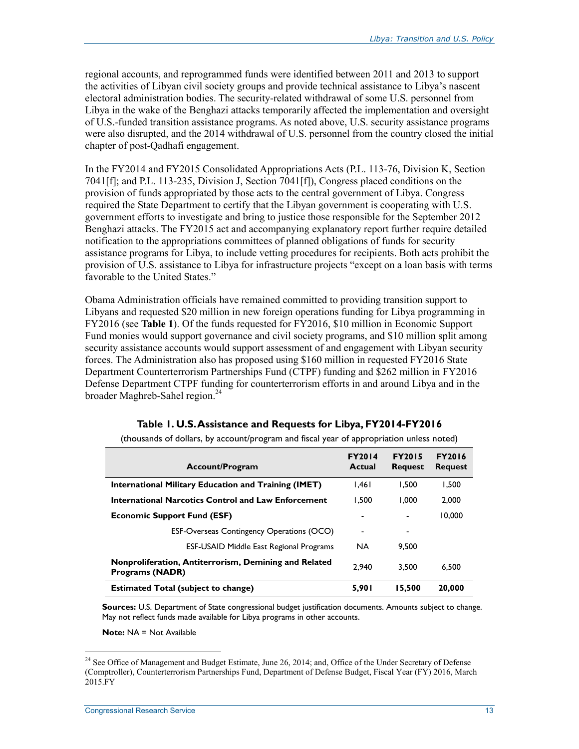regional accounts, and reprogrammed funds were identified between 2011 and 2013 to support the activities of Libyan civil society groups and provide technical assistance to Libya's nascent electoral administration bodies. The security-related withdrawal of some U.S. personnel from Libya in the wake of the Benghazi attacks temporarily affected the implementation and oversight of U.S.-funded transition assistance programs. As noted above, U.S. security assistance programs were also disrupted, and the 2014 withdrawal of U.S. personnel from the country closed the initial chapter of post-Qadhafi engagement.

In the FY2014 and FY2015 Consolidated Appropriations Acts (P.L. 113-76, Division K, Section 7041[f]; and P.L. 113-235, Division J, Section 7041[f]), Congress placed conditions on the provision of funds appropriated by those acts to the central government of Libya. Congress required the State Department to certify that the Libyan government is cooperating with U.S. government efforts to investigate and bring to justice those responsible for the September 2012 Benghazi attacks. The FY2015 act and accompanying explanatory report further require detailed notification to the appropriations committees of planned obligations of funds for security assistance programs for Libya, to include vetting procedures for recipients. Both acts prohibit the provision of U.S. assistance to Libya for infrastructure projects "except on a loan basis with terms favorable to the United States."

Obama Administration officials have remained committed to providing transition support to Libyans and requested $20 million in new foreign operations funding for Libya programming in FY2016 (see **Table 1**). Of the funds requested for FY2016, $10 million in Economic Support Fund monies would support governance and civil society programs, and $10 million split among security assistance accounts would support assessment of and engagement with Libyan security forces. The Administration also has proposed using $160 million in requested FY2016 State Department Counterterrorism Partnerships Fund (CTPF) funding and $262 million in FY2016 Defense Department CTPF funding for counterterrorism efforts in and around Libya and in the broader Maghreb-Sahel region.[24]

**Table 1. U.S. Assistance and Requests for Libya, FY2014-FY2016**

(thousands of dollars, by account/program and fiscal year of appropriation unless noted)

| Account/Program | FY2014 Actual | FY2015 Request | FY2016 Request |
|---|---|---|---|
| **International Military Education and Training (IMET)** | 1,461 | 1,500 | 1,500 |
| **International Narcotics Control and Law Enforcement** | 1,500 | 1,000 | 2,000 |
| **Economic Support Fund (ESF)** | - | - | 10,000 |
| ESF-Overseas Contingency Operations (OCO) | - | - | |
| ESF-USAID Middle East Regional Programs | NA | 9,500 | |
| **Nonproliferation, Antiterrorism, Demining and Related Programs (NADR)** | 2,940 | 3,500 | 6,500 |
| **Estimated Total (subject to change)** | **5,901** | **15,500** | **20,000** |

**Sources:** U.S. Department of State congressional budget justification documents. Amounts subject to change. May not reflect funds made available for Libya programs in other accounts.

**Note:** NA = Not Available

[24] See Office of Management and Budget Estimate, June 26, 2014; and, Office of the Under Secretary of Defense (Comptroller), Counterterrorism Partnerships Fund, Department of Defense Budget, Fiscal Year (FY) 2016, March 2015.FY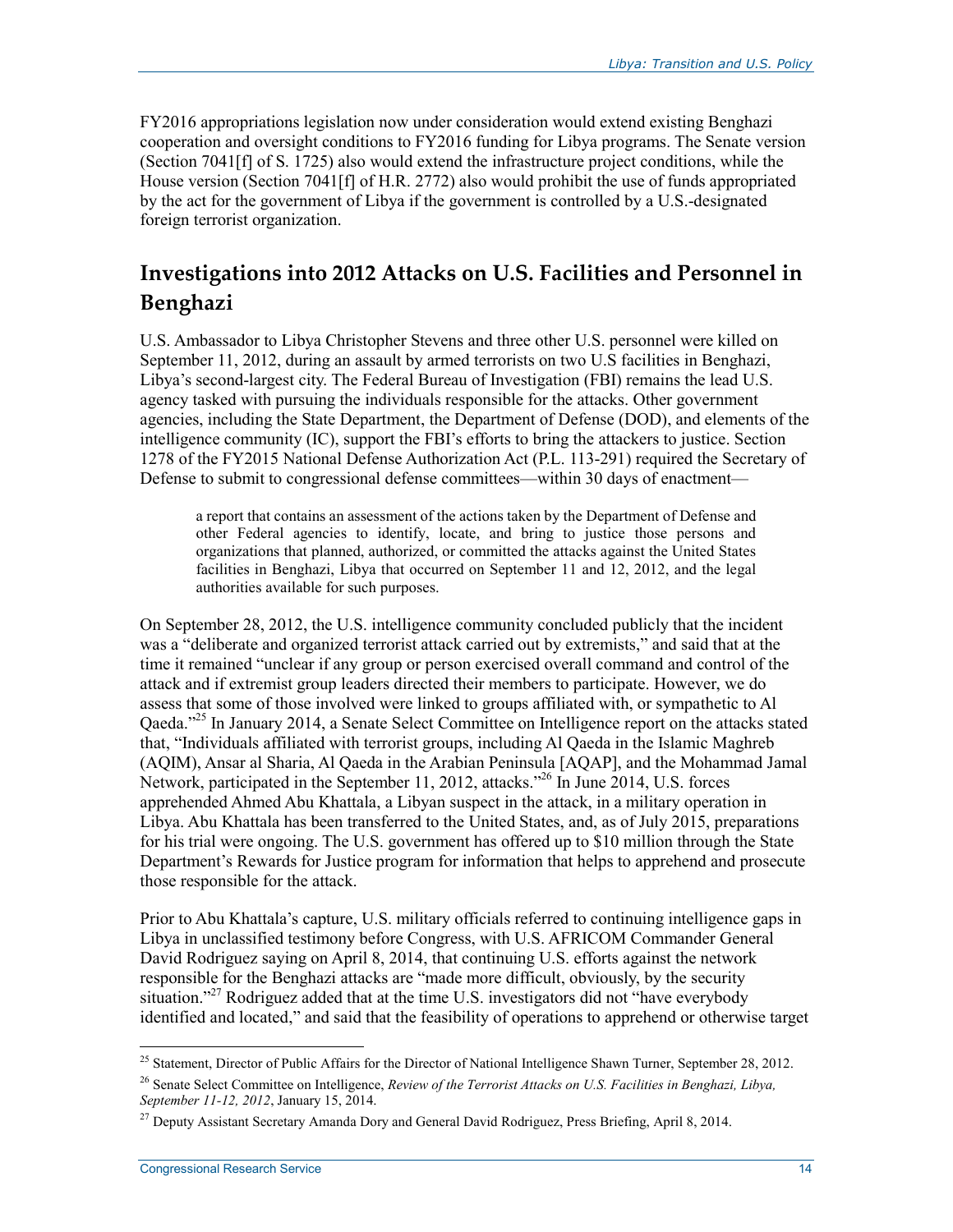FY2016 appropriations legislation now under consideration would extend existing Benghazi cooperation and oversight conditions to FY2016 funding for Libya programs. The Senate version (Section 7041[f] of S. 1725) also would extend the infrastructure project conditions, while the House version (Section 7041[f] of H.R. 2772) also would prohibit the use of funds appropriated by the act for the government of Libya if the government is controlled by a U.S.-designated foreign terrorist organization.

## Investigations into 2012 Attacks on U.S. Facilities and Personnel in Benghazi

U.S. Ambassador to Libya Christopher Stevens and three other U.S. personnel were killed on September 11, 2012, during an assault by armed terrorists on two U.S facilities in Benghazi, Libya's second-largest city. The Federal Bureau of Investigation (FBI) remains the lead U.S. agency tasked with pursuing the individuals responsible for the attacks. Other government agencies, including the State Department, the Department of Defense (DOD), and elements of the intelligence community (IC), support the FBI's efforts to bring the attackers to justice. Section 1278 of the FY2015 National Defense Authorization Act (P.L. 113-291) required the Secretary of Defense to submit to congressional defense committees—within 30 days of enactment—

> a report that contains an assessment of the actions taken by the Department of Defense and other Federal agencies to identify, locate, and bring to justice those persons and organizations that planned, authorized, or committed the attacks against the United States facilities in Benghazi, Libya that occurred on September 11 and 12, 2012, and the legal authorities available for such purposes.

On September 28, 2012, the U.S. intelligence community concluded publicly that the incident was a "deliberate and organized terrorist attack carried out by extremists," and said that at the time it remained "unclear if any group or person exercised overall command and control of the attack and if extremist group leaders directed their members to participate. However, we do assess that some of those involved were linked to groups affiliated with, or sympathetic to Al Qaeda."[25] In January 2014, a Senate Select Committee on Intelligence report on the attacks stated that, "Individuals affiliated with terrorist groups, including Al Qaeda in the Islamic Maghreb (AQIM), Ansar al Sharia, Al Qaeda in the Arabian Peninsula [AQAP], and the Mohammad Jamal Network, participated in the September 11, 2012, attacks."[26] In June 2014, U.S. forces apprehended Ahmed Abu Khattala, a Libyan suspect in the attack, in a military operation in Libya. Abu Khattala has been transferred to the United States, and, as of July 2015, preparations for his trial were ongoing. The U.S. government has offered up to $10 million through the State Department's Rewards for Justice program for information that helps to apprehend and prosecute those responsible for the attack.

Prior to Abu Khattala's capture, U.S. military officials referred to continuing intelligence gaps in Libya in unclassified testimony before Congress, with U.S. AFRICOM Commander General David Rodriguez saying on April 8, 2014, that continuing U.S. efforts against the network responsible for the Benghazi attacks are "made more difficult, obviously, by the security situation."[27] Rodriguez added that at the time U.S. investigators did not "have everybody identified and located," and said that the feasibility of operations to apprehend or otherwise target

---

[25] Statement, Director of Public Affairs for the Director of National Intelligence Shawn Turner, September 28, 2012.

[26] Senate Select Committee on Intelligence, *Review of the Terrorist Attacks on U.S. Facilities in Benghazi, Libya, September 11-12, 2012*, January 15, 2014.

[27] Deputy Assistant Secretary Amanda Dory and General David Rodriguez, Press Briefing, April 8, 2014.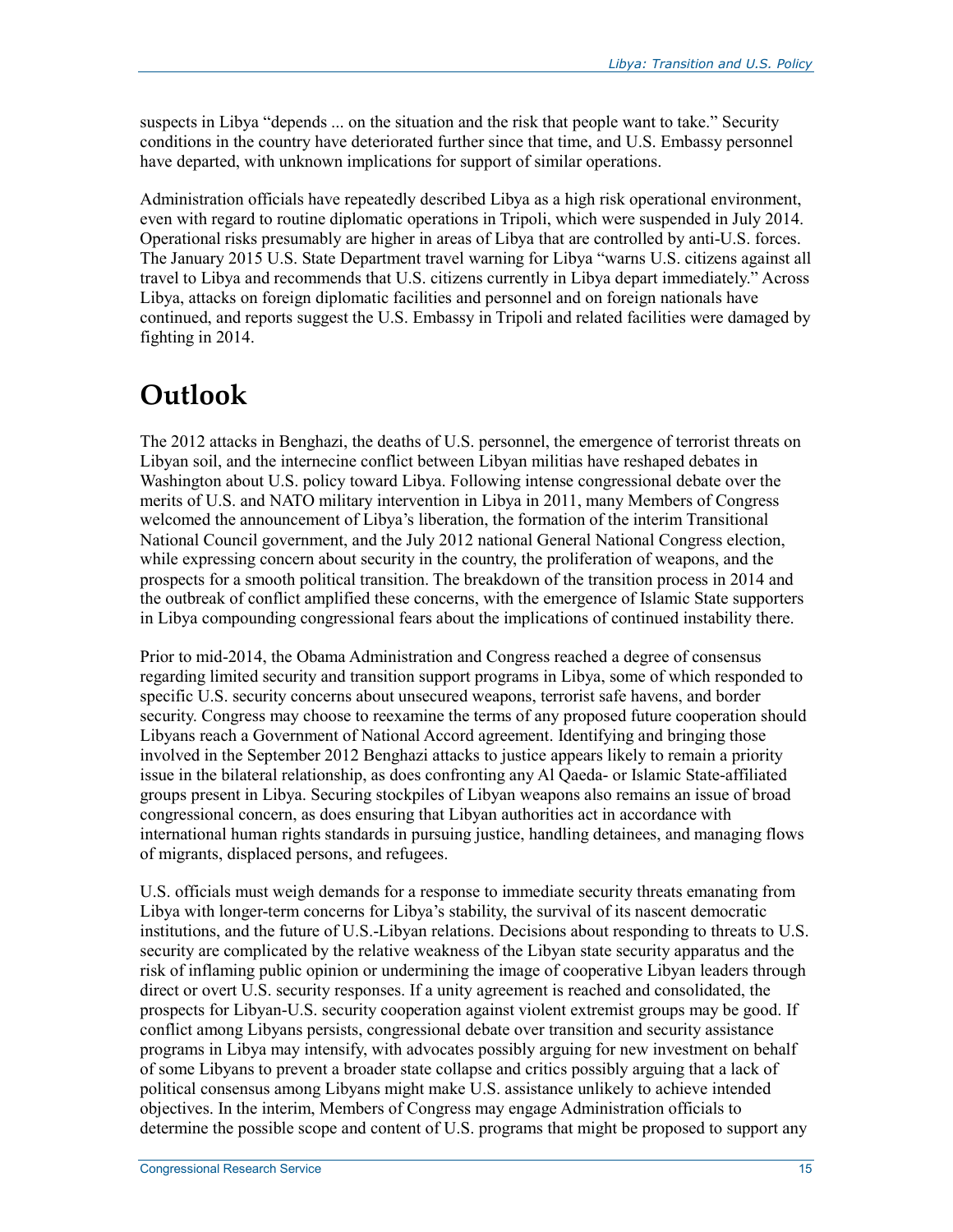suspects in Libya "depends ... on the situation and the risk that people want to take." Security conditions in the country have deteriorated further since that time, and U.S. Embassy personnel have departed, with unknown implications for support of similar operations.

Administration officials have repeatedly described Libya as a high risk operational environment, even with regard to routine diplomatic operations in Tripoli, which were suspended in July 2014. Operational risks presumably are higher in areas of Libya that are controlled by anti-U.S. forces. The January 2015 U.S. State Department travel warning for Libya "warns U.S. citizens against all travel to Libya and recommends that U.S. citizens currently in Libya depart immediately." Across Libya, attacks on foreign diplomatic facilities and personnel and on foreign nationals have continued, and reports suggest the U.S. Embassy in Tripoli and related facilities were damaged by fighting in 2014.

# Outlook

The 2012 attacks in Benghazi, the deaths of U.S. personnel, the emergence of terrorist threats on Libyan soil, and the internecine conflict between Libyan militias have reshaped debates in Washington about U.S. policy toward Libya. Following intense congressional debate over the merits of U.S. and NATO military intervention in Libya in 2011, many Members of Congress welcomed the announcement of Libya's liberation, the formation of the interim Transitional National Council government, and the July 2012 national General National Congress election, while expressing concern about security in the country, the proliferation of weapons, and the prospects for a smooth political transition. The breakdown of the transition process in 2014 and the outbreak of conflict amplified these concerns, with the emergence of Islamic State supporters in Libya compounding congressional fears about the implications of continued instability there.

Prior to mid-2014, the Obama Administration and Congress reached a degree of consensus regarding limited security and transition support programs in Libya, some of which responded to specific U.S. security concerns about unsecured weapons, terrorist safe havens, and border security. Congress may choose to reexamine the terms of any proposed future cooperation should Libyans reach a Government of National Accord agreement. Identifying and bringing those involved in the September 2012 Benghazi attacks to justice appears likely to remain a priority issue in the bilateral relationship, as does confronting any Al Qaeda- or Islamic State-affiliated groups present in Libya. Securing stockpiles of Libyan weapons also remains an issue of broad congressional concern, as does ensuring that Libyan authorities act in accordance with international human rights standards in pursuing justice, handling detainees, and managing flows of migrants, displaced persons, and refugees.

U.S. officials must weigh demands for a response to immediate security threats emanating from Libya with longer-term concerns for Libya's stability, the survival of its nascent democratic institutions, and the future of U.S.-Libyan relations. Decisions about responding to threats to U.S. security are complicated by the relative weakness of the Libyan state security apparatus and the risk of inflaming public opinion or undermining the image of cooperative Libyan leaders through direct or overt U.S. security responses. If a unity agreement is reached and consolidated, the prospects for Libyan-U.S. security cooperation against violent extremist groups may be good. If conflict among Libyans persists, congressional debate over transition and security assistance programs in Libya may intensify, with advocates possibly arguing for new investment on behalf of some Libyans to prevent a broader state collapse and critics possibly arguing that a lack of political consensus among Libyans might make U.S. assistance unlikely to achieve intended objectives. In the interim, Members of Congress may engage Administration officials to determine the possible scope and content of U.S. programs that might be proposed to support any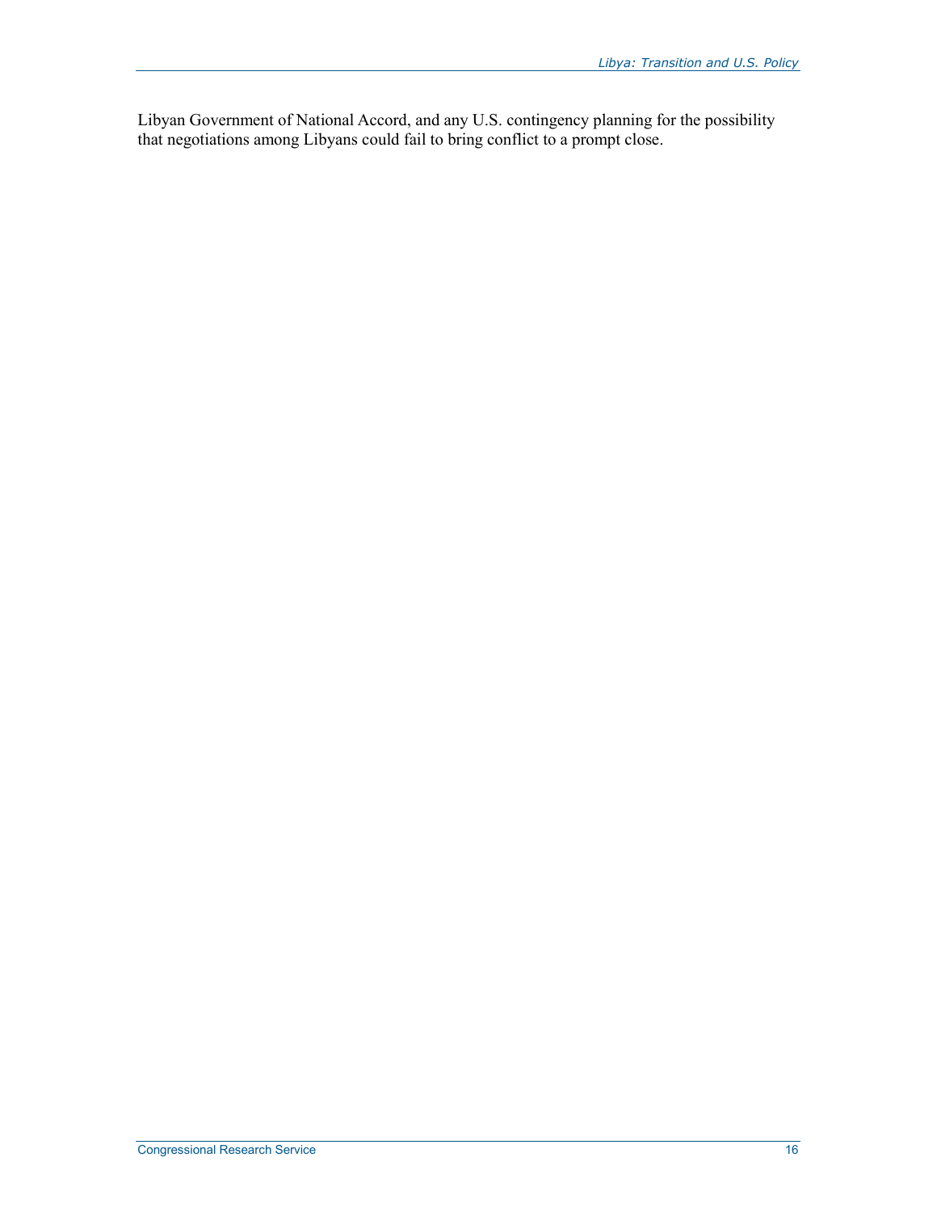Libyan Government of National Accord, and any U.S. contingency planning for the possibility that negotiations among Libyans could fail to bring conflict to a prompt close.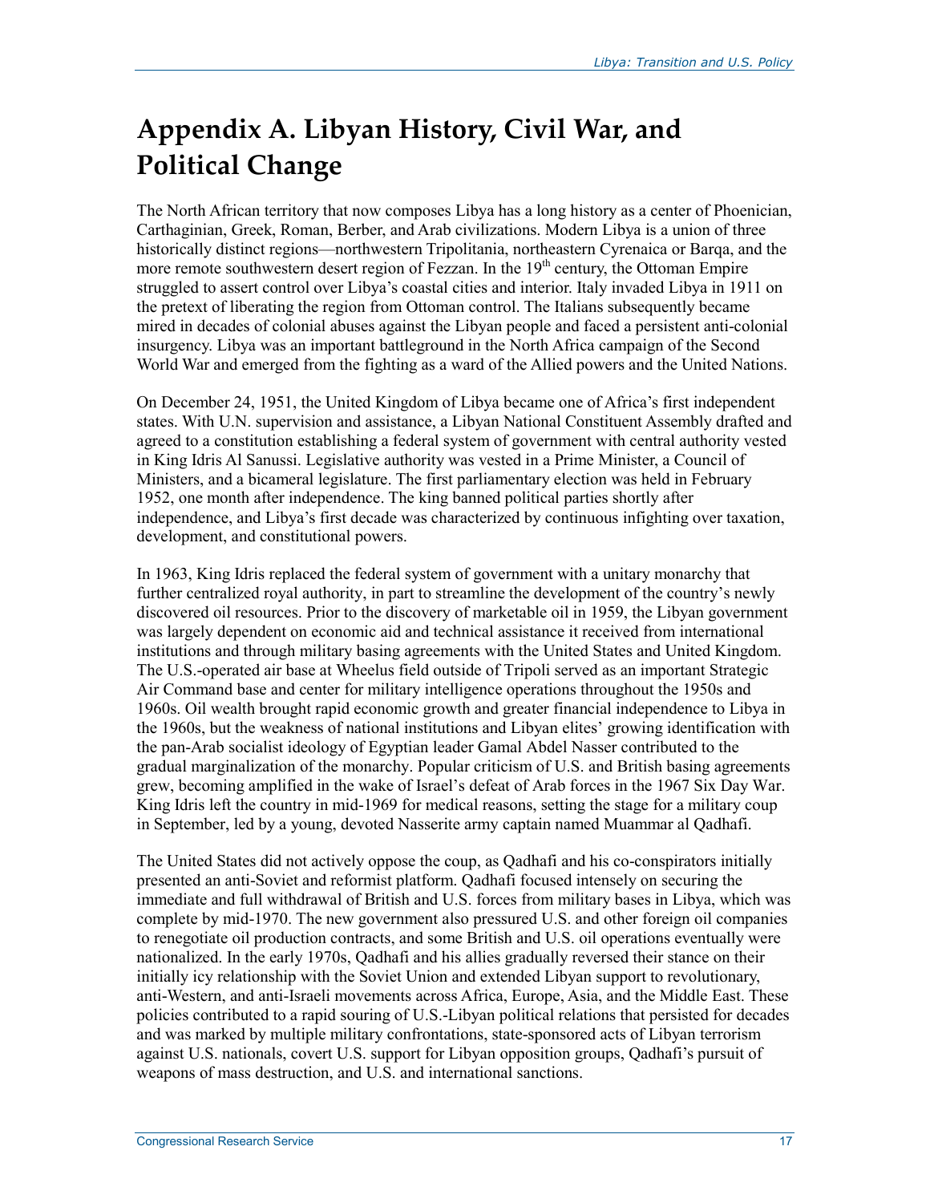# Appendix A. Libyan History, Civil War, and Political Change

The North African territory that now composes Libya has a long history as a center of Phoenician, Carthaginian, Greek, Roman, Berber, and Arab civilizations. Modern Libya is a union of three historically distinct regions—northwestern Tripolitania, northeastern Cyrenaica or Barqa, and the more remote southwestern desert region of Fezzan. In the 19th century, the Ottoman Empire struggled to assert control over Libya's coastal cities and interior. Italy invaded Libya in 1911 on the pretext of liberating the region from Ottoman control. The Italians subsequently became mired in decades of colonial abuses against the Libyan people and faced a persistent anti-colonial insurgency. Libya was an important battleground in the North Africa campaign of the Second World War and emerged from the fighting as a ward of the Allied powers and the United Nations.

On December 24, 1951, the United Kingdom of Libya became one of Africa's first independent states. With U.N. supervision and assistance, a Libyan National Constituent Assembly drafted and agreed to a constitution establishing a federal system of government with central authority vested in King Idris Al Sanussi. Legislative authority was vested in a Prime Minister, a Council of Ministers, and a bicameral legislature. The first parliamentary election was held in February 1952, one month after independence. The king banned political parties shortly after independence, and Libya's first decade was characterized by continuous infighting over taxation, development, and constitutional powers.

In 1963, King Idris replaced the federal system of government with a unitary monarchy that further centralized royal authority, in part to streamline the development of the country's newly discovered oil resources. Prior to the discovery of marketable oil in 1959, the Libyan government was largely dependent on economic aid and technical assistance it received from international institutions and through military basing agreements with the United States and United Kingdom. The U.S.-operated air base at Wheelus field outside of Tripoli served as an important Strategic Air Command base and center for military intelligence operations throughout the 1950s and 1960s. Oil wealth brought rapid economic growth and greater financial independence to Libya in the 1960s, but the weakness of national institutions and Libyan elites' growing identification with the pan-Arab socialist ideology of Egyptian leader Gamal Abdel Nasser contributed to the gradual marginalization of the monarchy. Popular criticism of U.S. and British basing agreements grew, becoming amplified in the wake of Israel's defeat of Arab forces in the 1967 Six Day War. King Idris left the country in mid-1969 for medical reasons, setting the stage for a military coup in September, led by a young, devoted Nasserite army captain named Muammar al Qadhafi.

The United States did not actively oppose the coup, as Qadhafi and his co-conspirators initially presented an anti-Soviet and reformist platform. Qadhafi focused intensely on securing the immediate and full withdrawal of British and U.S. forces from military bases in Libya, which was complete by mid-1970. The new government also pressured U.S. and other foreign oil companies to renegotiate oil production contracts, and some British and U.S. oil operations eventually were nationalized. In the early 1970s, Qadhafi and his allies gradually reversed their stance on their initially icy relationship with the Soviet Union and extended Libyan support to revolutionary, anti-Western, and anti-Israeli movements across Africa, Europe, Asia, and the Middle East. These policies contributed to a rapid souring of U.S.-Libyan political relations that persisted for decades and was marked by multiple military confrontations, state-sponsored acts of Libyan terrorism against U.S. nationals, covert U.S. support for Libyan opposition groups, Qadhafi's pursuit of weapons of mass destruction, and U.S. and international sanctions.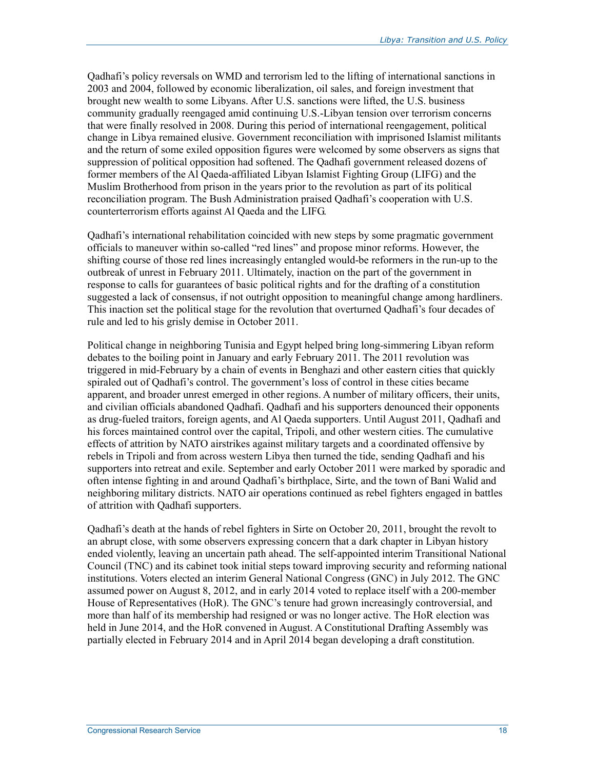Qadhafi's policy reversals on WMD and terrorism led to the lifting of international sanctions in 2003 and 2004, followed by economic liberalization, oil sales, and foreign investment that brought new wealth to some Libyans. After U.S. sanctions were lifted, the U.S. business community gradually reengaged amid continuing U.S.-Libyan tension over terrorism concerns that were finally resolved in 2008. During this period of international reengagement, political change in Libya remained elusive. Government reconciliation with imprisoned Islamist militants and the return of some exiled opposition figures were welcomed by some observers as signs that suppression of political opposition had softened. The Qadhafi government released dozens of former members of the Al Qaeda-affiliated Libyan Islamist Fighting Group (LIFG) and the Muslim Brotherhood from prison in the years prior to the revolution as part of its political reconciliation program. The Bush Administration praised Qadhafi's cooperation with U.S. counterterrorism efforts against Al Qaeda and the LIFG.

Qadhafi's international rehabilitation coincided with new steps by some pragmatic government officials to maneuver within so-called "red lines" and propose minor reforms. However, the shifting course of those red lines increasingly entangled would-be reformers in the run-up to the outbreak of unrest in February 2011. Ultimately, inaction on the part of the government in response to calls for guarantees of basic political rights and for the drafting of a constitution suggested a lack of consensus, if not outright opposition to meaningful change among hardliners. This inaction set the political stage for the revolution that overturned Qadhafi's four decades of rule and led to his grisly demise in October 2011.

Political change in neighboring Tunisia and Egypt helped bring long-simmering Libyan reform debates to the boiling point in January and early February 2011. The 2011 revolution was triggered in mid-February by a chain of events in Benghazi and other eastern cities that quickly spiraled out of Qadhafi's control. The government's loss of control in these cities became apparent, and broader unrest emerged in other regions. A number of military officers, their units, and civilian officials abandoned Qadhafi. Qadhafi and his supporters denounced their opponents as drug-fueled traitors, foreign agents, and Al Qaeda supporters. Until August 2011, Qadhafi and his forces maintained control over the capital, Tripoli, and other western cities. The cumulative effects of attrition by NATO airstrikes against military targets and a coordinated offensive by rebels in Tripoli and from across western Libya then turned the tide, sending Qadhafi and his supporters into retreat and exile. September and early October 2011 were marked by sporadic and often intense fighting in and around Qadhafi's birthplace, Sirte, and the town of Bani Walid and neighboring military districts. NATO air operations continued as rebel fighters engaged in battles of attrition with Qadhafi supporters.

Qadhafi's death at the hands of rebel fighters in Sirte on October 20, 2011, brought the revolt to an abrupt close, with some observers expressing concern that a dark chapter in Libyan history ended violently, leaving an uncertain path ahead. The self-appointed interim Transitional National Council (TNC) and its cabinet took initial steps toward improving security and reforming national institutions. Voters elected an interim General National Congress (GNC) in July 2012. The GNC assumed power on August 8, 2012, and in early 2014 voted to replace itself with a 200-member House of Representatives (HoR). The GNC's tenure had grown increasingly controversial, and more than half of its membership had resigned or was no longer active. The HoR election was held in June 2014, and the HoR convened in August. A Constitutional Drafting Assembly was partially elected in February 2014 and in April 2014 began developing a draft constitution.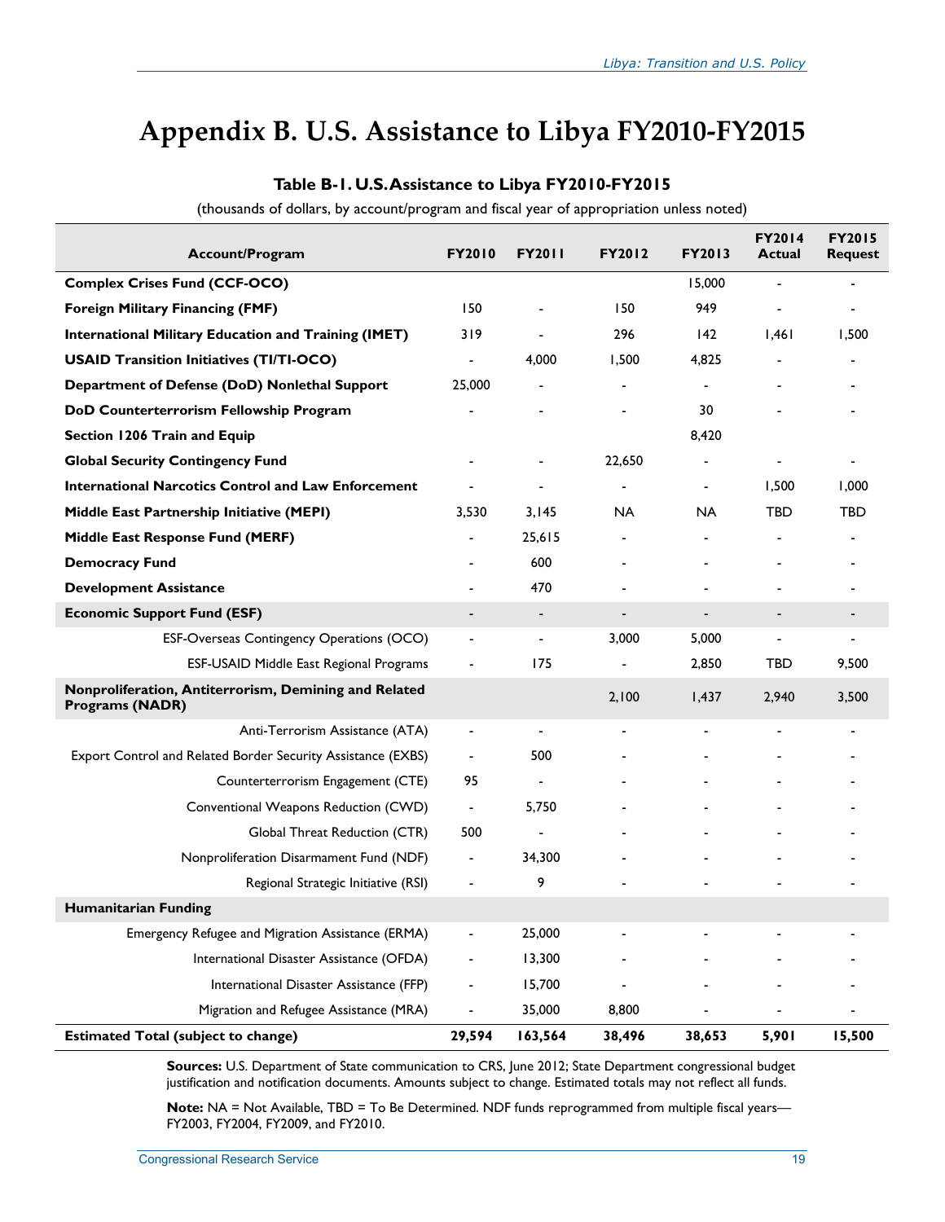# Appendix B. U.S. Assistance to Libya FY2010-FY2015

**Table B-1. U.S. Assistance to Libya FY2010-FY2015**

(thousands of dollars, by account/program and fiscal year of appropriation unless noted)

| Account/Program | FY2010 | FY2011 | FY2012 | FY2013 | FY2014 Actual | FY2015 Request |
|---|---|---|---|---|---|---|
| **Complex Crises Fund (CCF-OCO)** | | | | 15,000 | - | - |
| **Foreign Military Financing (FMF)** | 150 | - | 150 | 949 | - | - |
| **International Military Education and Training (IMET)** | 319 | - | 296 | 142 | 1,461 | 1,500 |
| **USAID Transition Initiatives (TI/TI-OCO)** | - | 4,000 | 1,500 | 4,825 | - | - |
| **Department of Defense (DoD) Nonlethal Support** | 25,000 | - | - | - | - | - |
| **DoD Counterterrorism Fellowship Program** | - | - | - | 30 | - | - |
| **Section 1206 Train and Equip** | | | | 8,420 | | |
| **Global Security Contingency Fund** | - | - | 22,650 | - | - | - |
| **International Narcotics Control and Law Enforcement** | - | - | - | - | 1,500 | 1,000 |
| **Middle East Partnership Initiative (MEPI)** | 3,530 | 3,145 | NA | NA | TBD | TBD |
| **Middle East Response Fund (MERF)** | - | 25,615 | - | - | - | - |
| **Democracy Fund** | - | 600 | - | - | - | - |
| **Development Assistance** | - | 470 | - | - | - | - |
| **Economic Support Fund (ESF)** | - | - | - | - | - | - |
| ESF-Overseas Contingency Operations (OCO) | - | - | 3,000 | 5,000 | - | - |
| ESF-USAID Middle East Regional Programs | - | 175 | - | 2,850 | TBD | 9,500 |
| **Nonproliferation, Antiterrorism, Demining and Related Programs (NADR)** | | | 2,100 | 1,437 | 2,940 | 3,500 |
| Anti-Terrorism Assistance (ATA) | - | - | - | - | - | - |
| Export Control and Related Border Security Assistance (EXBS) | - | 500 | - | - | - | - |
| Counterterrorism Engagement (CTE) | 95 | - | - | - | - | - |
| Conventional Weapons Reduction (CWD) | - | 5,750 | - | - | - | - |
| Global Threat Reduction (CTR) | 500 | - | - | - | - | - |
| Nonproliferation Disarmament Fund (NDF) | - | 34,300 | - | - | - | - |
| Regional Strategic Initiative (RSI) | - | 9 | - | - | - | - |
| **Humanitarian Funding** | | | | | | |
| Emergency Refugee and Migration Assistance (ERMA) | - | 25,000 | - | - | - | - |
| International Disaster Assistance (OFDA) | - | 13,300 | - | - | - | - |
| International Disaster Assistance (FFP) | - | 15,700 | - | - | - | - |
| Migration and Refugee Assistance (MRA) | - | 35,000 | 8,800 | - | - | - |
| **Estimated Total (subject to change)** | **29,594** | **163,564** | **38,496** | **38,653** | **5,901** | **15,500** |

**Sources:** U.S. Department of State communication to CRS, June 2012; State Department congressional budget justification and notification documents. Amounts subject to change. Estimated totals may not reflect all funds.

**Note:** NA = Not Available, TBD = To Be Determined. NDF funds reprogrammed from multiple fiscal years—FY2003, FY2004, FY2009, and FY2010.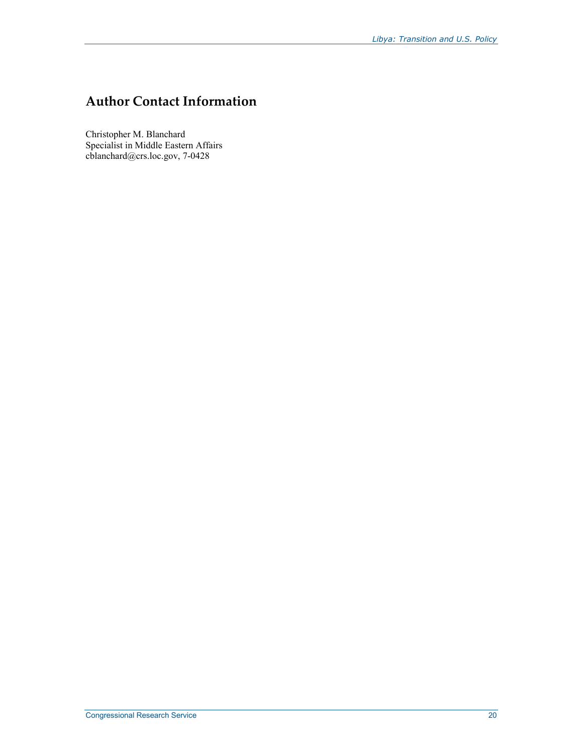## Author Contact Information

Christopher M. Blanchard
Specialist in Middle Eastern Affairs
cblanchard@crs.loc.gov, 7-0428